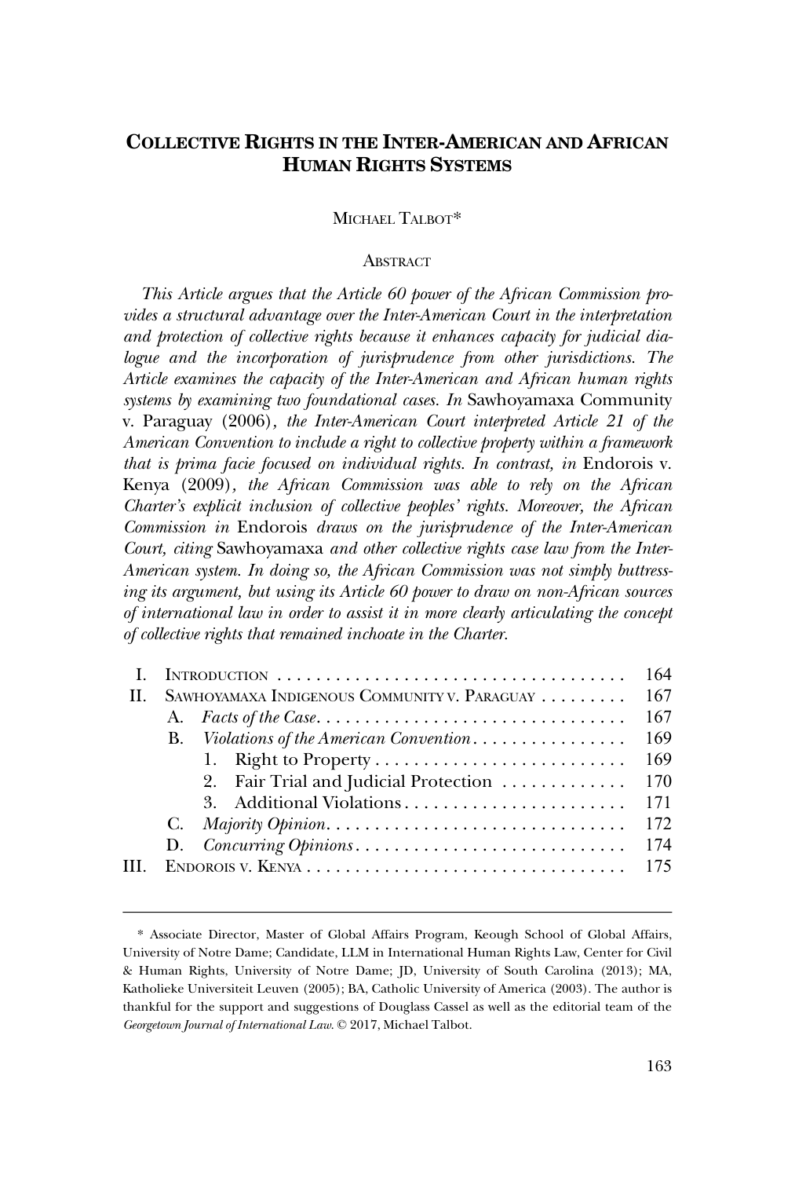# COLLECTIVE RIGHTS IN THE INTER-AMERICAN AND AFRICAN HUMAN RIGHTS SYSTEMS

MICHAEL TALBOT*

## ABSTRACT

*This Article argues that the Article 60 power of the African Commission provides a structural advantage over the Inter-American Court in the interpretation and protection of collective rights because it enhances capacity for judicial dialogue and the incorporation of jurisprudence from other jurisdictions. The Article examines the capacity of the Inter-American and African human rights systems by examining two foundational cases. In* Sawhoyamaxa Community v. Paraguay (2006)*, the Inter-American Court interpreted Article 21 of the American Convention to include a right to collective property within a framework that is prima facie focused on individual rights. In contrast, in* Endorois v. Kenya (2009)*, the African Commission was able to rely on the African Charter's explicit inclusion of collective peoples' rights. Moreover, the African Commission in* Endorois *draws on the jurisprudence of the Inter-American Court, citing* Sawhoyamaxa *and other collective rights case law from the Inter-American system. In doing so, the African Commission was not simply buttressing its argument, but using its Article 60 power to draw on non-African sources of international law in order to assist it in more clearly articulating the concept of collective rights that remained inchoate in the Charter.*

- I. INTRODUCTION . . . . . . . . . . 164
- II. SAWHOYAMAXA INDIGENOUS COMMUNITY V. PARAGUAY . . . . . . . . . . 167
  - A. *Facts of the Case* . . . . . . . . . . 167
  - B. *Violations of the American Convention* . . . . . . . . . . 169
    - 1. Right to Property . . . . . . . . . . 169
    - 2. Fair Trial and Judicial Protection . . . . . . . . . . 170
    - 3. Additional Violations . . . . . . . . . . 171
  - C. *Majority Opinion* . . . . . . . . . . 172
  - D. *Concurring Opinions* . . . . . . . . . . 174
- III. ENDOROIS V. KENYA . . . . . . . . . . 175

---

\* Associate Director, Master of Global Affairs Program, Keough School of Global Affairs, University of Notre Dame; Candidate, LLM in International Human Rights Law, Center for Civil & Human Rights, University of Notre Dame; JD, University of South Carolina (2013); MA, Katholieke Universiteit Leuven (2005); BA, Catholic University of America (2003). The author is thankful for the support and suggestions of Douglass Cassel as well as the editorial team of the *Georgetown Journal of International Law*. © 2017, Michael Talbot.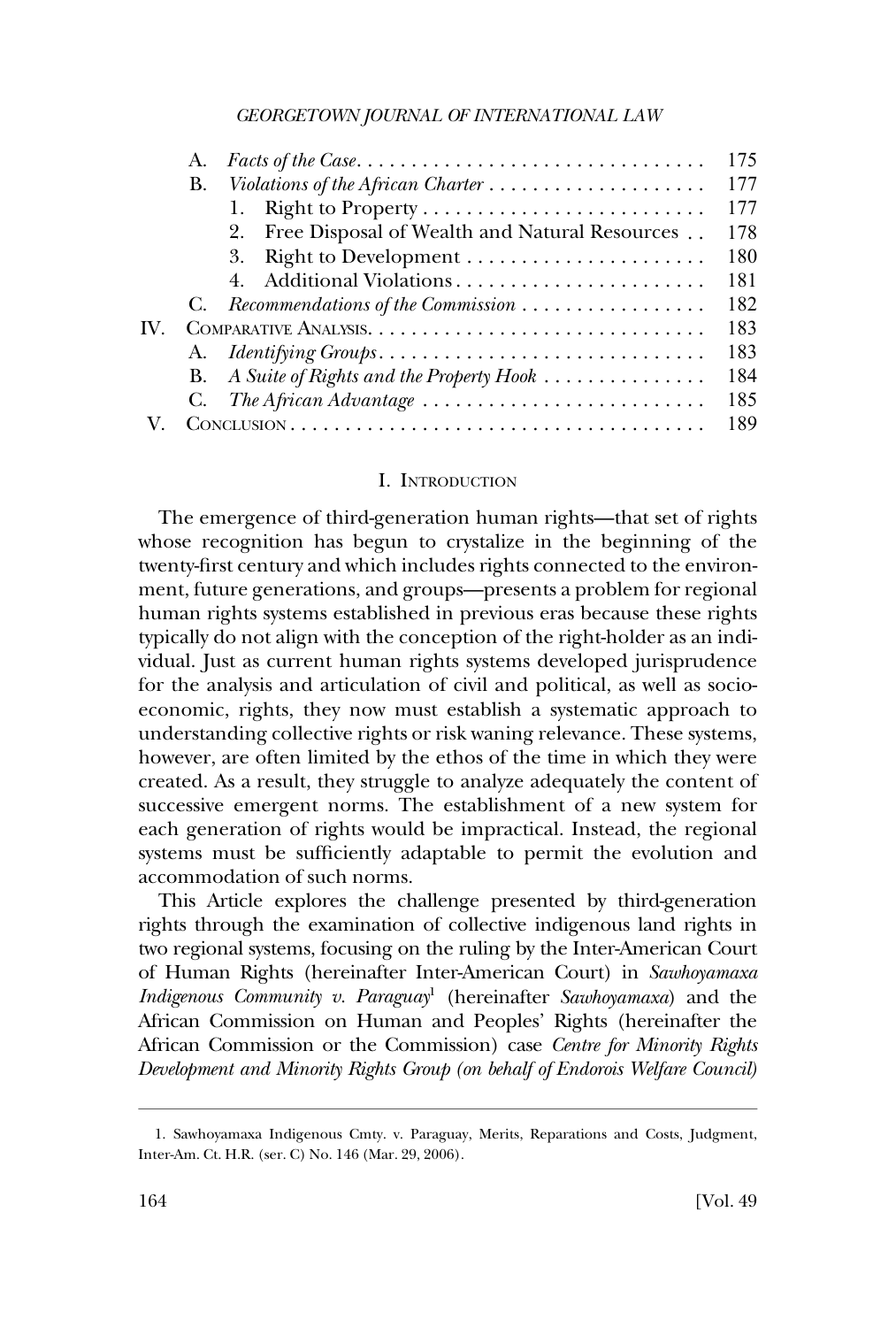A. *Facts of the Case* . . . . . . . . . . . . . . . . . . . . . . . . . . . . . . . 175
B. *Violations of the African Charter* . . . . . . . . . . . . . . . . . . . . 177
1. Right to Property . . . . . . . . . . . . . . . . . . . . . . . . . . 177
2. Free Disposal of Wealth and Natural Resources . . 178
3. Right to Development . . . . . . . . . . . . . . . . . . . . . . 180
4. Additional Violations . . . . . . . . . . . . . . . . . . . . . . . 181
C. *Recommendations of the Commission* . . . . . . . . . . . . . . . . . 182
IV. COMPARATIVE ANALYSIS . . . . . . . . . . . . . . . . . . . . . . . . . . . . . . 183
A. *Identifying Groups* . . . . . . . . . . . . . . . . . . . . . . . . . . . . . . 183
B. *A Suite of Rights and the Property Hook* . . . . . . . . . . . . . . . 184
C. *The African Advantage* . . . . . . . . . . . . . . . . . . . . . . . . . . 185
V. CONCLUSION . . . . . . . . . . . . . . . . . . . . . . . . . . . . . . . . . . . . . . 189

## I. INTRODUCTION

The emergence of third-generation human rights—that set of rights whose recognition has begun to crystalize in the beginning of the twenty-first century and which includes rights connected to the environment, future generations, and groups—presents a problem for regional human rights systems established in previous eras because these rights typically do not align with the conception of the right-holder as an individual. Just as current human rights systems developed jurisprudence for the analysis and articulation of civil and political, as well as socio-economic, rights, they now must establish a systematic approach to understanding collective rights or risk waning relevance. These systems, however, are often limited by the ethos of the time in which they were created. As a result, they struggle to analyze adequately the content of successive emergent norms. The establishment of a new system for each generation of rights would be impractical. Instead, the regional systems must be sufficiently adaptable to permit the evolution and accommodation of such norms.

This Article explores the challenge presented by third-generation rights through the examination of collective indigenous land rights in two regional systems, focusing on the ruling by the Inter-American Court of Human Rights (hereinafter Inter-American Court) in *Sawhoyamaxa Indigenous Community v. Paraguay*[1] (hereinafter *Sawhoyamaxa*) and the African Commission on Human and Peoples' Rights (hereinafter the African Commission or the Commission) case *Centre for Minority Rights Development and Minority Rights Group (on behalf of Endorois Welfare Council)*

1. Sawhoyamaxa Indigenous Cmty. v. Paraguay, Merits, Reparations and Costs, Judgment, Inter-Am. Ct. H.R. (ser. C) No. 146 (Mar. 29, 2006).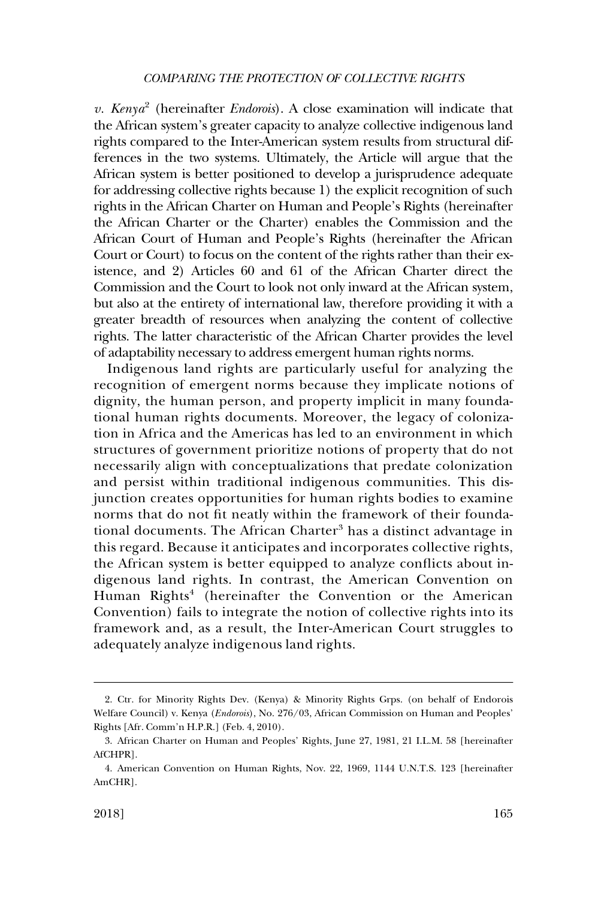*v. Kenya*[2] (hereinafter *Endorois*). A close examination will indicate that the African system's greater capacity to analyze collective indigenous land rights compared to the Inter-American system results from structural differences in the two systems. Ultimately, the Article will argue that the African system is better positioned to develop a jurisprudence adequate for addressing collective rights because 1) the explicit recognition of such rights in the African Charter on Human and People's Rights (hereinafter the African Charter or the Charter) enables the Commission and the African Court of Human and People's Rights (hereinafter the African Court or Court) to focus on the content of the rights rather than their existence, and 2) Articles 60 and 61 of the African Charter direct the Commission and the Court to look not only inward at the African system, but also at the entirety of international law, therefore providing it with a greater breadth of resources when analyzing the content of collective rights. The latter characteristic of the African Charter provides the level of adaptability necessary to address emergent human rights norms.

Indigenous land rights are particularly useful for analyzing the recognition of emergent norms because they implicate notions of dignity, the human person, and property implicit in many foundational human rights documents. Moreover, the legacy of colonization in Africa and the Americas has led to an environment in which structures of government prioritize notions of property that do not necessarily align with conceptualizations that predate colonization and persist within traditional indigenous communities. This disjunction creates opportunities for human rights bodies to examine norms that do not fit neatly within the framework of their foundational documents. The African Charter[3] has a distinct advantage in this regard. Because it anticipates and incorporates collective rights, the African system is better equipped to analyze conflicts about indigenous land rights. In contrast, the American Convention on Human Rights[4] (hereinafter the Convention or the American Convention) fails to integrate the notion of collective rights into its framework and, as a result, the Inter-American Court struggles to adequately analyze indigenous land rights.

---

2. Ctr. for Minority Rights Dev. (Kenya) & Minority Rights Grps. (on behalf of Endorois Welfare Council) v. Kenya (*Endorois*), No. 276/03, African Commission on Human and Peoples' Rights [Afr. Comm'n H.P.R.] (Feb. 4, 2010).

3. African Charter on Human and Peoples' Rights, June 27, 1981, 21 I.L.M. 58 [hereinafter AfCHPR].

4. American Convention on Human Rights, Nov. 22, 1969, 1144 U.N.T.S. 123 [hereinafter AmCHR].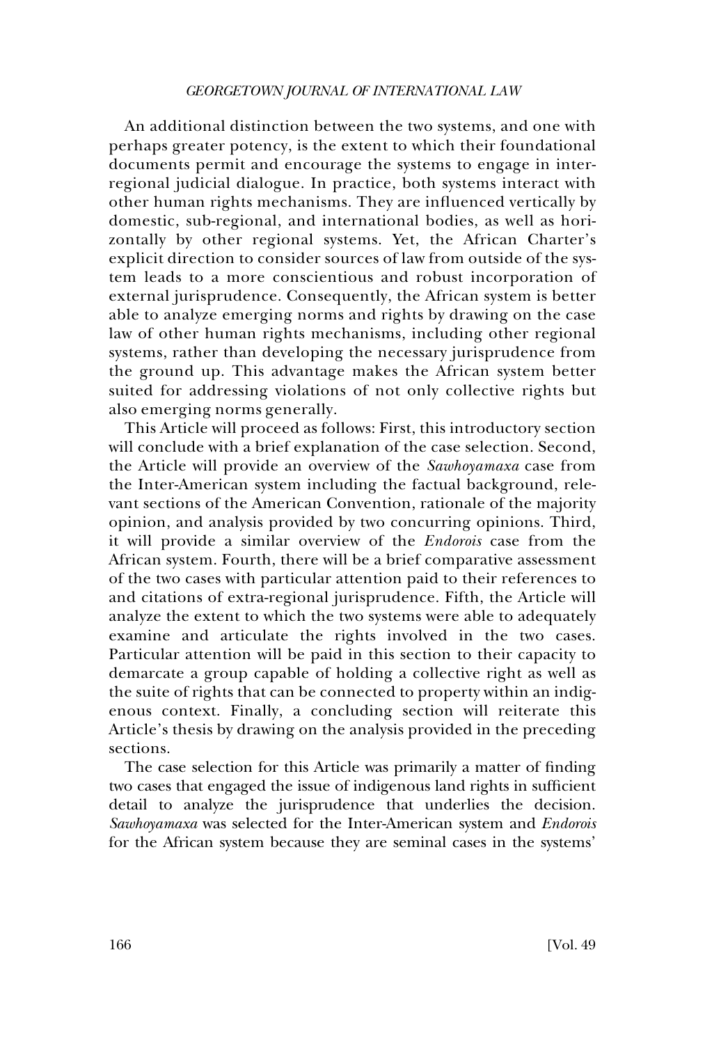An additional distinction between the two systems, and one with perhaps greater potency, is the extent to which their foundational documents permit and encourage the systems to engage in inter-regional judicial dialogue. In practice, both systems interact with other human rights mechanisms. They are influenced vertically by domestic, sub-regional, and international bodies, as well as horizontally by other regional systems. Yet, the African Charter's explicit direction to consider sources of law from outside of the system leads to a more conscientious and robust incorporation of external jurisprudence. Consequently, the African system is better able to analyze emerging norms and rights by drawing on the case law of other human rights mechanisms, including other regional systems, rather than developing the necessary jurisprudence from the ground up. This advantage makes the African system better suited for addressing violations of not only collective rights but also emerging norms generally.

This Article will proceed as follows: First, this introductory section will conclude with a brief explanation of the case selection. Second, the Article will provide an overview of the *Sawhoyamaxa* case from the Inter-American system including the factual background, relevant sections of the American Convention, rationale of the majority opinion, and analysis provided by two concurring opinions. Third, it will provide a similar overview of the *Endorois* case from the African system. Fourth, there will be a brief comparative assessment of the two cases with particular attention paid to their references to and citations of extra-regional jurisprudence. Fifth, the Article will analyze the extent to which the two systems were able to adequately examine and articulate the rights involved in the two cases. Particular attention will be paid in this section to their capacity to demarcate a group capable of holding a collective right as well as the suite of rights that can be connected to property within an indigenous context. Finally, a concluding section will reiterate this Article's thesis by drawing on the analysis provided in the preceding sections.

The case selection for this Article was primarily a matter of finding two cases that engaged the issue of indigenous land rights in sufficient detail to analyze the jurisprudence that underlies the decision. *Sawhoyamaxa* was selected for the Inter-American system and *Endorois* for the African system because they are seminal cases in the systems'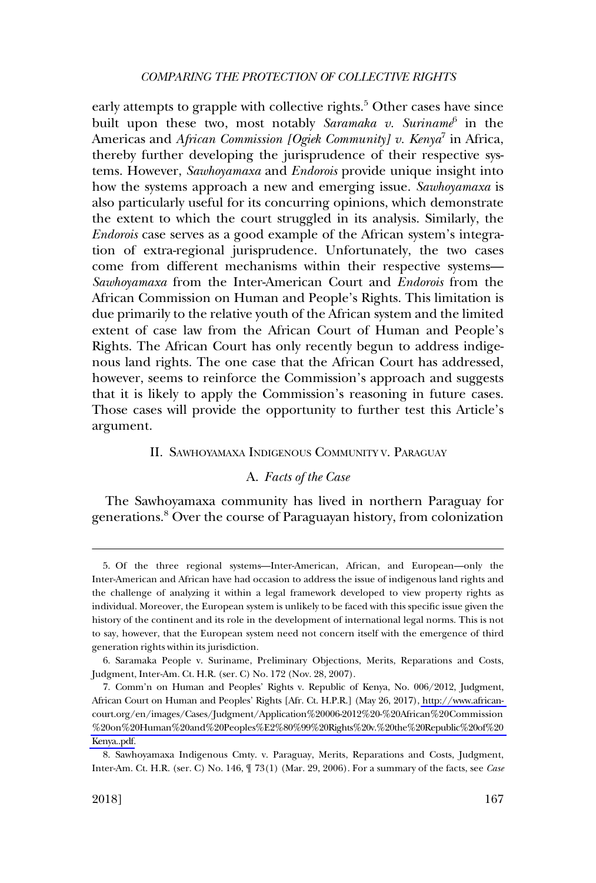early attempts to grapple with collective rights.[5] Other cases have since built upon these two, most notably *Saramaka v. Suriname*[6] in the Americas and *African Commission [Ogiek Community] v. Kenya*[7] in Africa, thereby further developing the jurisprudence of their respective systems. However, *Sawhoyamaxa* and *Endorois* provide unique insight into how the systems approach a new and emerging issue. *Sawhoyamaxa* is also particularly useful for its concurring opinions, which demonstrate the extent to which the court struggled in its analysis. Similarly, the *Endorois* case serves as a good example of the African system's integration of extra-regional jurisprudence. Unfortunately, the two cases come from different mechanisms within their respective systems—*Sawhoyamaxa* from the Inter-American Court and *Endorois* from the African Commission on Human and People's Rights. This limitation is due primarily to the relative youth of the African system and the limited extent of case law from the African Court of Human and People's Rights. The African Court has only recently begun to address indigenous land rights. The one case that the African Court has addressed, however, seems to reinforce the Commission's approach and suggests that it is likely to apply the Commission's reasoning in future cases. Those cases will provide the opportunity to further test this Article's argument.

## II. SAWHOYAMAXA INDIGENOUS COMMUNITY V. PARAGUAY

### A. *Facts of the Case*

The Sawhoyamaxa community has lived in northern Paraguay for generations.[8] Over the course of Paraguayan history, from colonization

---

5. Of the three regional systems—Inter-American, African, and European—only the Inter-American and African have had occasion to address the issue of indigenous land rights and the challenge of analyzing it within a legal framework developed to view property rights as individual. Moreover, the European system is unlikely to be faced with this specific issue given the history of the continent and its role in the development of international legal norms. This is not to say, however, that the European system need not concern itself with the emergence of third generation rights within its jurisdiction.

6. Saramaka People v. Suriname, Preliminary Objections, Merits, Reparations and Costs, Judgment, Inter-Am. Ct. H.R. (ser. C) No. 172 (Nov. 28, 2007).

7. Comm'n on Human and Peoples' Rights v. Republic of Kenya, No. 006/2012, Judgment, African Court on Human and Peoples' Rights [Afr. Ct. H.P.R.] (May 26, 2017), http://www.african-court.org/en/images/Cases/Judgment/Application%20006-2012%20-%20African%20Commission%20on%20Human%20and%20Peoples%E2%80%99%20Rights%20v.%20the%20Republic%20of%20Kenya..pdf.

8. Sawhoyamaxa Indigenous Cmty. v. Paraguay, Merits, Reparations and Costs, Judgment, Inter-Am. Ct. H.R. (ser. C) No. 146, ¶ 73(1) (Mar. 29, 2006). For a summary of the facts, see *Case*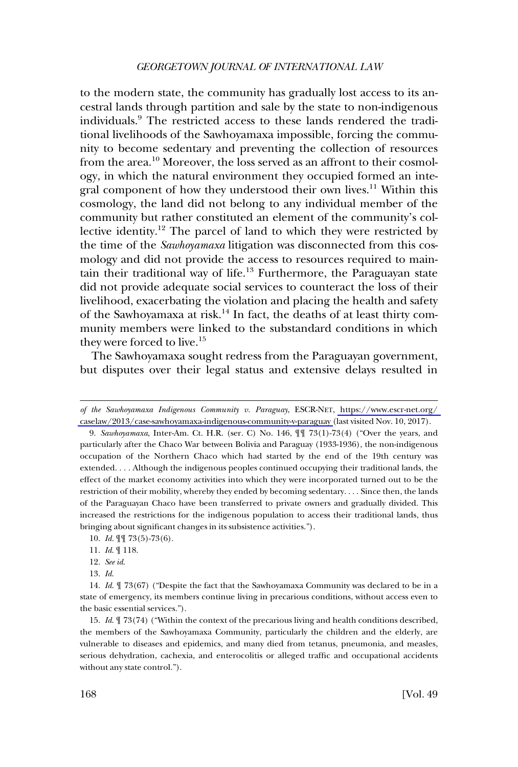to the modern state, the community has gradually lost access to its ancestral lands through partition and sale by the state to non-indigenous individuals.[9] The restricted access to these lands rendered the traditional livelihoods of the Sawhoyamaxa impossible, forcing the community to become sedentary and preventing the collection of resources from the area.[10] Moreover, the loss served as an affront to their cosmology, in which the natural environment they occupied formed an integral component of how they understood their own lives.[11] Within this cosmology, the land did not belong to any individual member of the community but rather constituted an element of the community's collective identity.[12] The parcel of land to which they were restricted by the time of the *Sawhoyamaxa* litigation was disconnected from this cosmology and did not provide the access to resources required to maintain their traditional way of life.[13] Furthermore, the Paraguayan state did not provide adequate social services to counteract the loss of their livelihood, exacerbating the violation and placing the health and safety of the Sawhoyamaxa at risk.[14] In fact, the deaths of at least thirty community members were linked to the substandard conditions in which they were forced to live.[15]

The Sawhoyamaxa sought redress from the Paraguayan government, but disputes over their legal status and extensive delays resulted in

---

*of the Sawhoyamaxa Indigenous Community v. Paraguay*, ESCR-NET, https://www.escr-net.org/caselaw/2013/case-sawhoyamaxa-indigenous-community-v-paraguay (last visited Nov. 10, 2017).

9. *Sawhoyamaxa*, Inter-Am. Ct. H.R. (ser. C) No. 146, ¶¶ 73(1)-73(4) ("Over the years, and particularly after the Chaco War between Bolivia and Paraguay (1933-1936), the non-indigenous occupation of the Northern Chaco which had started by the end of the 19th century was extended. . . . Although the indigenous peoples continued occupying their traditional lands, the effect of the market economy activities into which they were incorporated turned out to be the restriction of their mobility, whereby they ended by becoming sedentary. . . . Since then, the lands of the Paraguayan Chaco have been transferred to private owners and gradually divided. This increased the restrictions for the indigenous population to access their traditional lands, thus bringing about significant changes in its subsistence activities.").

10. *Id.* ¶¶ 73(5)-73(6).

11. *Id.* ¶ 118.

12. *See id.*

13. *Id.*

14. *Id.* ¶ 73(67) ("Despite the fact that the Sawhoyamaxa Community was declared to be in a state of emergency, its members continue living in precarious conditions, without access even to the basic essential services.").

15. *Id.* ¶ 73(74) ("Within the context of the precarious living and health conditions described, the members of the Sawhoyamaxa Community, particularly the children and the elderly, are vulnerable to diseases and epidemics, and many died from tetanus, pneumonia, and measles, serious dehydration, cachexia, and enterocolitis or alleged traffic and occupational accidents without any state control.").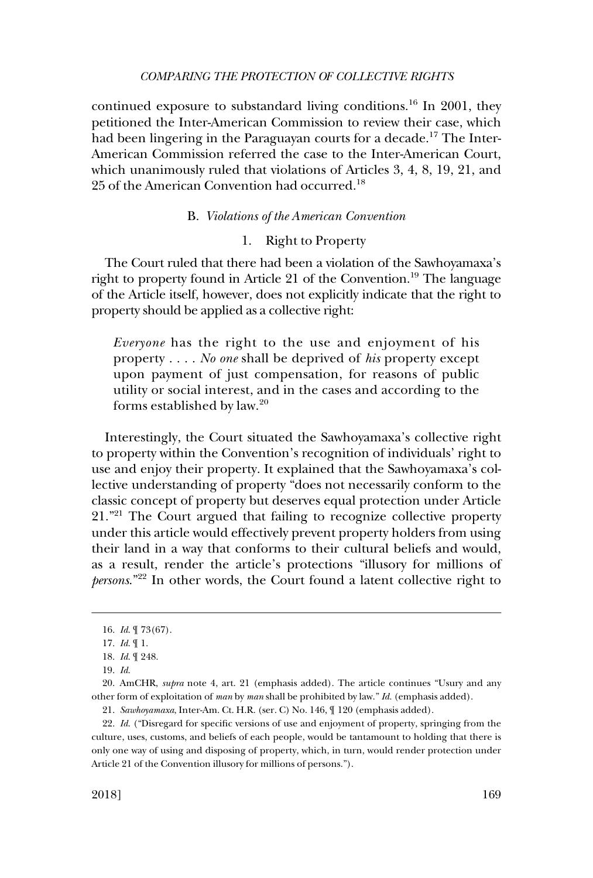continued exposure to substandard living conditions.[16] In 2001, they petitioned the Inter-American Commission to review their case, which had been lingering in the Paraguayan courts for a decade.[17] The Inter-American Commission referred the case to the Inter-American Court, which unanimously ruled that violations of Articles 3, 4, 8, 19, 21, and 25 of the American Convention had occurred.[18]

### B. *Violations of the American Convention*

#### 1. Right to Property

The Court ruled that there had been a violation of the Sawhoyamaxa's right to property found in Article 21 of the Convention.[19] The language of the Article itself, however, does not explicitly indicate that the right to property should be applied as a collective right:

> *Everyone* has the right to the use and enjoyment of his property . . . . *No one* shall be deprived of *his* property except upon payment of just compensation, for reasons of public utility or social interest, and in the cases and according to the forms established by law.[20]

Interestingly, the Court situated the Sawhoyamaxa's collective right to property within the Convention's recognition of individuals' right to use and enjoy their property. It explained that the Sawhoyamaxa's collective understanding of property "does not necessarily conform to the classic concept of property but deserves equal protection under Article 21."[21] The Court argued that failing to recognize collective property under this article would effectively prevent property holders from using their land in a way that conforms to their cultural beliefs and would, as a result, render the article's protections "illusory for millions of *persons*."[22] In other words, the Court found a latent collective right to

---

16. *Id.* ¶ 73(67).

17. *Id.* ¶ 1.

18. *Id.* ¶ 248.

19. *Id.*

20. AmCHR, *supra* note 4, art. 21 (emphasis added). The article continues "Usury and any other form of exploitation of *man* by *man* shall be prohibited by law." *Id.* (emphasis added).

21. *Sawhoyamaxa*, Inter-Am. Ct. H.R. (ser. C) No. 146, ¶ 120 (emphasis added).

22. *Id.* ("Disregard for specific versions of use and enjoyment of property, springing from the culture, uses, customs, and beliefs of each people, would be tantamount to holding that there is only one way of using and disposing of property, which, in turn, would render protection under Article 21 of the Convention illusory for millions of persons.").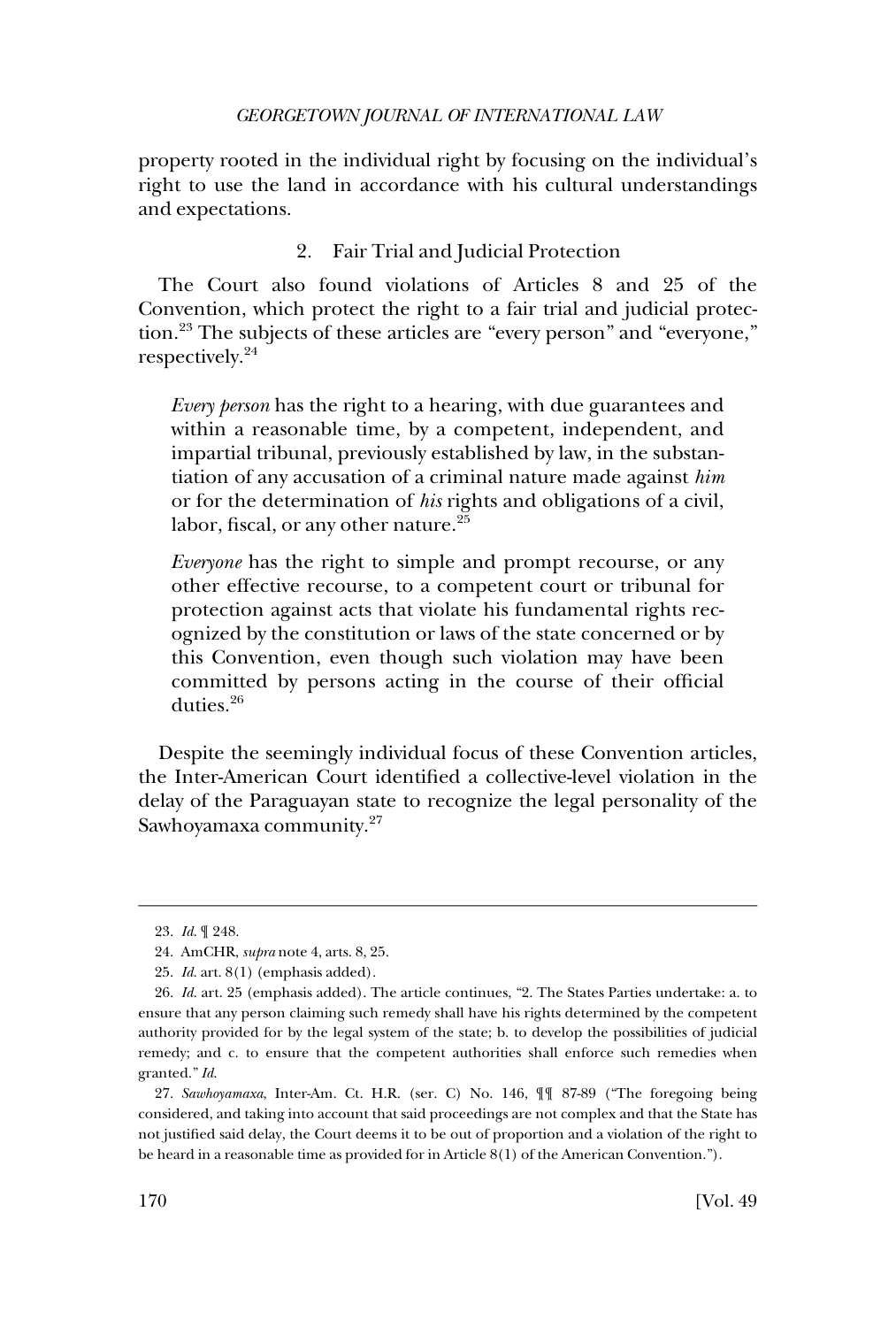property rooted in the individual right by focusing on the individual's right to use the land in accordance with his cultural understandings and expectations.

### 2. Fair Trial and Judicial Protection

The Court also found violations of Articles 8 and 25 of the Convention, which protect the right to a fair trial and judicial protection.[23] The subjects of these articles are "every person" and "everyone," respectively.[24]

> *Every person* has the right to a hearing, with due guarantees and within a reasonable time, by a competent, independent, and impartial tribunal, previously established by law, in the substantiation of any accusation of a criminal nature made against *him* or for the determination of *his* rights and obligations of a civil, labor, fiscal, or any other nature.[25]
>
> *Everyone* has the right to simple and prompt recourse, or any other effective recourse, to a competent court or tribunal for protection against acts that violate his fundamental rights recognized by the constitution or laws of the state concerned or by this Convention, even though such violation may have been committed by persons acting in the course of their official duties.[26]

Despite the seemingly individual focus of these Convention articles, the Inter-American Court identified a collective-level violation in the delay of the Paraguayan state to recognize the legal personality of the Sawhoyamaxa community.[27]

---

23. *Id.* ¶ 248.

24. AmCHR, *supra* note 4, arts. 8, 25.

25. *Id.* art. 8(1) (emphasis added).

26. *Id.* art. 25 (emphasis added). The article continues, "2. The States Parties undertake: a. to ensure that any person claiming such remedy shall have his rights determined by the competent authority provided for by the legal system of the state; b. to develop the possibilities of judicial remedy; and c. to ensure that the competent authorities shall enforce such remedies when granted." *Id.*

27. *Sawhoyamaxa*, Inter-Am. Ct. H.R. (ser. C) No. 146, ¶¶ 87-89 ("The foregoing being considered, and taking into account that said proceedings are not complex and that the State has not justified said delay, the Court deems it to be out of proportion and a violation of the right to be heard in a reasonable time as provided for in Article 8(1) of the American Convention.").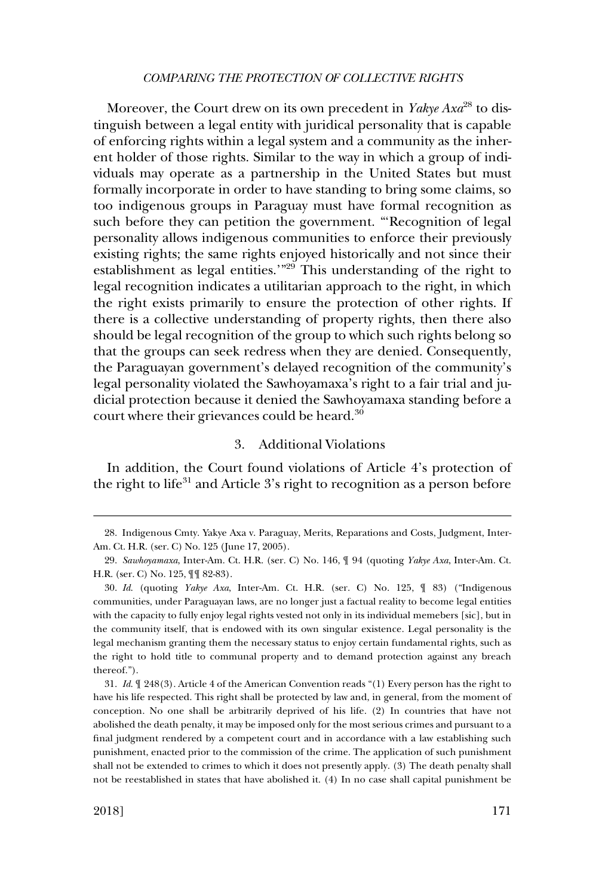Moreover, the Court drew on its own precedent in *Yakye Axa*[28] to distinguish between a legal entity with juridical personality that is capable of enforcing rights within a legal system and a community as the inherent holder of those rights. Similar to the way in which a group of individuals may operate as a partnership in the United States but must formally incorporate in order to have standing to bring some claims, so too indigenous groups in Paraguay must have formal recognition as such before they can petition the government. "'Recognition of legal personality allows indigenous communities to enforce their previously existing rights; the same rights enjoyed historically and not since their establishment as legal entities.'"[29] This understanding of the right to legal recognition indicates a utilitarian approach to the right, in which the right exists primarily to ensure the protection of other rights. If there is a collective understanding of property rights, then there also should be legal recognition of the group to which such rights belong so that the groups can seek redress when they are denied. Consequently, the Paraguayan government's delayed recognition of the community's legal personality violated the Sawhoyamaxa's right to a fair trial and judicial protection because it denied the Sawhoyamaxa standing before a court where their grievances could be heard.[30]

### 3. Additional Violations

In addition, the Court found violations of Article 4's protection of the right to life[31] and Article 3's right to recognition as a person before

---

28. Indigenous Cmty. Yakye Axa v. Paraguay, Merits, Reparations and Costs, Judgment, Inter-Am. Ct. H.R. (ser. C) No. 125 (June 17, 2005).

29. *Sawhoyamaxa*, Inter-Am. Ct. H.R. (ser. C) No. 146, ¶ 94 (quoting *Yakye Axa*, Inter-Am. Ct. H.R. (ser. C) No. 125, ¶¶ 82-83).

30. *Id.* (quoting *Yakye Axa*, Inter-Am. Ct. H.R. (ser. C) No. 125, ¶ 83) ("Indigenous communities, under Paraguayan laws, are no longer just a factual reality to become legal entities with the capacity to fully enjoy legal rights vested not only in its individual memebers [sic], but in the community itself, that is endowed with its own singular existence. Legal personality is the legal mechanism granting them the necessary status to enjoy certain fundamental rights, such as the right to hold title to communal property and to demand protection against any breach thereof.").

31. *Id.* ¶ 248(3). Article 4 of the American Convention reads "(1) Every person has the right to have his life respected. This right shall be protected by law and, in general, from the moment of conception. No one shall be arbitrarily deprived of his life. (2) In countries that have not abolished the death penalty, it may be imposed only for the most serious crimes and pursuant to a final judgment rendered by a competent court and in accordance with a law establishing such punishment, enacted prior to the commission of the crime. The application of such punishment shall not be extended to crimes to which it does not presently apply. (3) The death penalty shall not be reestablished in states that have abolished it. (4) In no case shall capital punishment be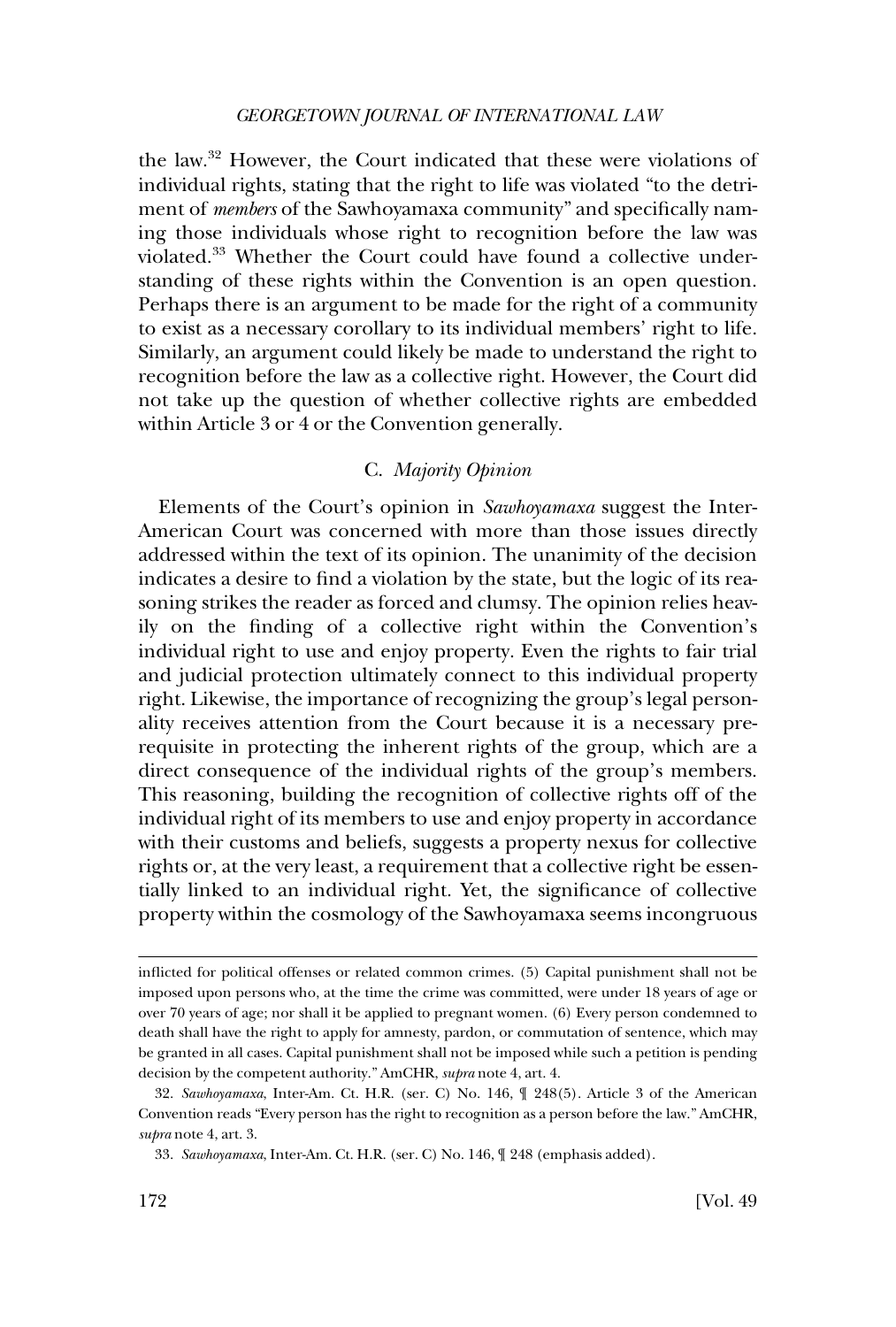the law.[32] However, the Court indicated that these were violations of individual rights, stating that the right to life was violated "to the detriment of *members* of the Sawhoyamaxa community" and specifically naming those individuals whose right to recognition before the law was violated.[33] Whether the Court could have found a collective understanding of these rights within the Convention is an open question. Perhaps there is an argument to be made for the right of a community to exist as a necessary corollary to its individual members' right to life. Similarly, an argument could likely be made to understand the right to recognition before the law as a collective right. However, the Court did not take up the question of whether collective rights are embedded within Article 3 or 4 or the Convention generally.

### C. *Majority Opinion*

Elements of the Court's opinion in *Sawhoyamaxa* suggest the Inter-American Court was concerned with more than those issues directly addressed within the text of its opinion. The unanimity of the decision indicates a desire to find a violation by the state, but the logic of its reasoning strikes the reader as forced and clumsy. The opinion relies heavily on the finding of a collective right within the Convention's individual right to use and enjoy property. Even the rights to fair trial and judicial protection ultimately connect to this individual property right. Likewise, the importance of recognizing the group's legal personality receives attention from the Court because it is a necessary prerequisite in protecting the inherent rights of the group, which are a direct consequence of the individual rights of the group's members. This reasoning, building the recognition of collective rights off of the individual right of its members to use and enjoy property in accordance with their customs and beliefs, suggests a property nexus for collective rights or, at the very least, a requirement that a collective right be essentially linked to an individual right. Yet, the significance of collective property within the cosmology of the Sawhoyamaxa seems incongruous

---

inflicted for political offenses or related common crimes. (5) Capital punishment shall not be imposed upon persons who, at the time the crime was committed, were under 18 years of age or over 70 years of age; nor shall it be applied to pregnant women. (6) Every person condemned to death shall have the right to apply for amnesty, pardon, or commutation of sentence, which may be granted in all cases. Capital punishment shall not be imposed while such a petition is pending decision by the competent authority." AmCHR, *supra* note 4, art. 4.

32. *Sawhoyamaxa*, Inter-Am. Ct. H.R. (ser. C) No. 146, ¶ 248(5). Article 3 of the American Convention reads "Every person has the right to recognition as a person before the law." AmCHR, *supra* note 4, art. 3.

33. *Sawhoyamaxa*, Inter-Am. Ct. H.R. (ser. C) No. 146, ¶ 248 (emphasis added).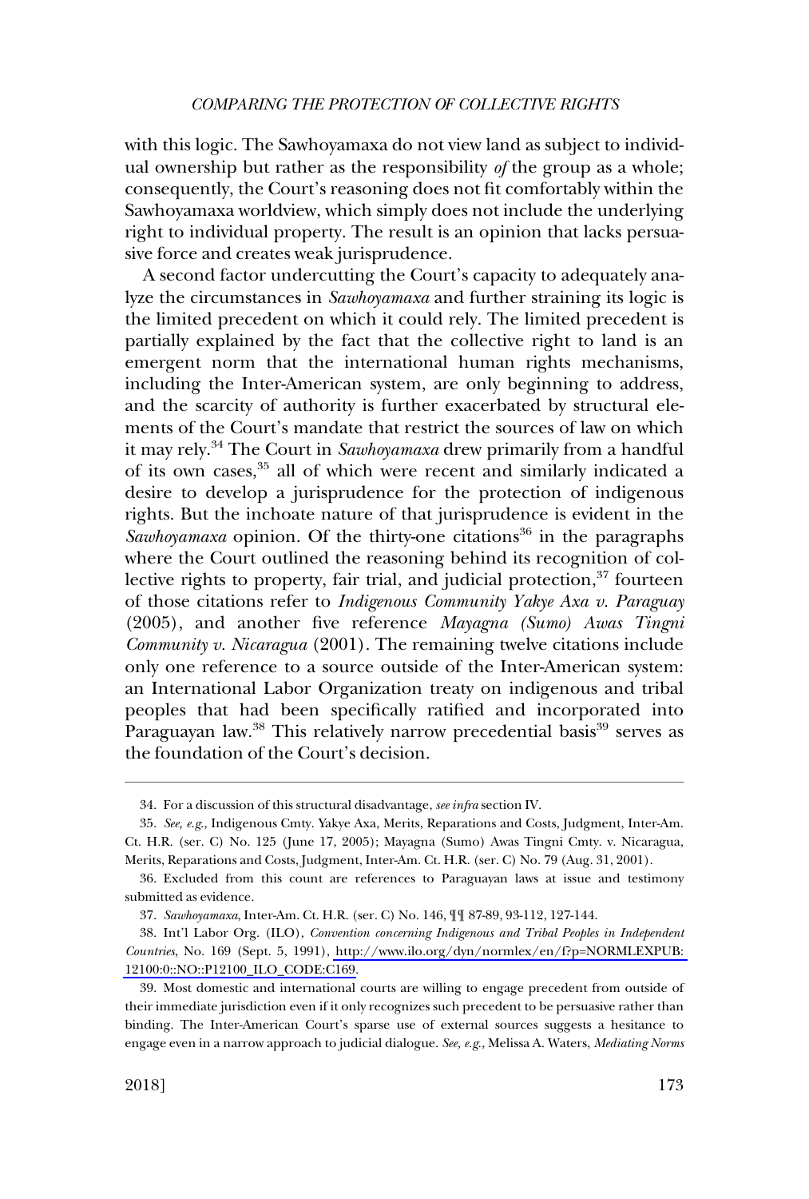with this logic. The Sawhoyamaxa do not view land as subject to individual ownership but rather as the responsibility *of* the group as a whole; consequently, the Court's reasoning does not fit comfortably within the Sawhoyamaxa worldview, which simply does not include the underlying right to individual property. The result is an opinion that lacks persuasive force and creates weak jurisprudence.

A second factor undercutting the Court's capacity to adequately analyze the circumstances in *Sawhoyamaxa* and further straining its logic is the limited precedent on which it could rely. The limited precedent is partially explained by the fact that the collective right to land is an emergent norm that the international human rights mechanisms, including the Inter-American system, are only beginning to address, and the scarcity of authority is further exacerbated by structural elements of the Court's mandate that restrict the sources of law on which it may rely.[34] The Court in *Sawhoyamaxa* drew primarily from a handful of its own cases,[35] all of which were recent and similarly indicated a desire to develop a jurisprudence for the protection of indigenous rights. But the inchoate nature of that jurisprudence is evident in the *Sawhoyamaxa* opinion. Of the thirty-one citations[36] in the paragraphs where the Court outlined the reasoning behind its recognition of collective rights to property, fair trial, and judicial protection,[37] fourteen of those citations refer to *Indigenous Community Yakye Axa v. Paraguay* (2005), and another five reference *Mayagna (Sumo) Awas Tingni Community v. Nicaragua* (2001). The remaining twelve citations include only one reference to a source outside of the Inter-American system: an International Labor Organization treaty on indigenous and tribal peoples that had been specifically ratified and incorporated into Paraguayan law.[38] This relatively narrow precedential basis[39] serves as the foundation of the Court's decision.

---

34. For a discussion of this structural disadvantage, *see infra* section IV.

35. *See, e.g.*, Indigenous Cmty. Yakye Axa, Merits, Reparations and Costs, Judgment, Inter-Am. Ct. H.R. (ser. C) No. 125 (June 17, 2005); Mayagna (Sumo) Awas Tingni Cmty. v. Nicaragua, Merits, Reparations and Costs, Judgment, Inter-Am. Ct. H.R. (ser. C) No. 79 (Aug. 31, 2001).

36. Excluded from this count are references to Paraguayan laws at issue and testimony submitted as evidence.

37. *Sawhoyamaxa*, Inter-Am. Ct. H.R. (ser. C) No. 146, ¶¶ 87-89, 93-112, 127-144.

38. Int'l Labor Org. (ILO), *Convention concerning Indigenous and Tribal Peoples in Independent Countries*, No. 169 (Sept. 5, 1991), http://www.ilo.org/dyn/normlex/en/f?p=NORMLEXPUB:12100:0::NO::P12100_ILO_CODE:C169.

39. Most domestic and international courts are willing to engage precedent from outside of their immediate jurisdiction even if it only recognizes such precedent to be persuasive rather than binding. The Inter-American Court's sparse use of external sources suggests a hesitance to engage even in a narrow approach to judicial dialogue. *See, e.g.*, Melissa A. Waters, *Mediating Norms*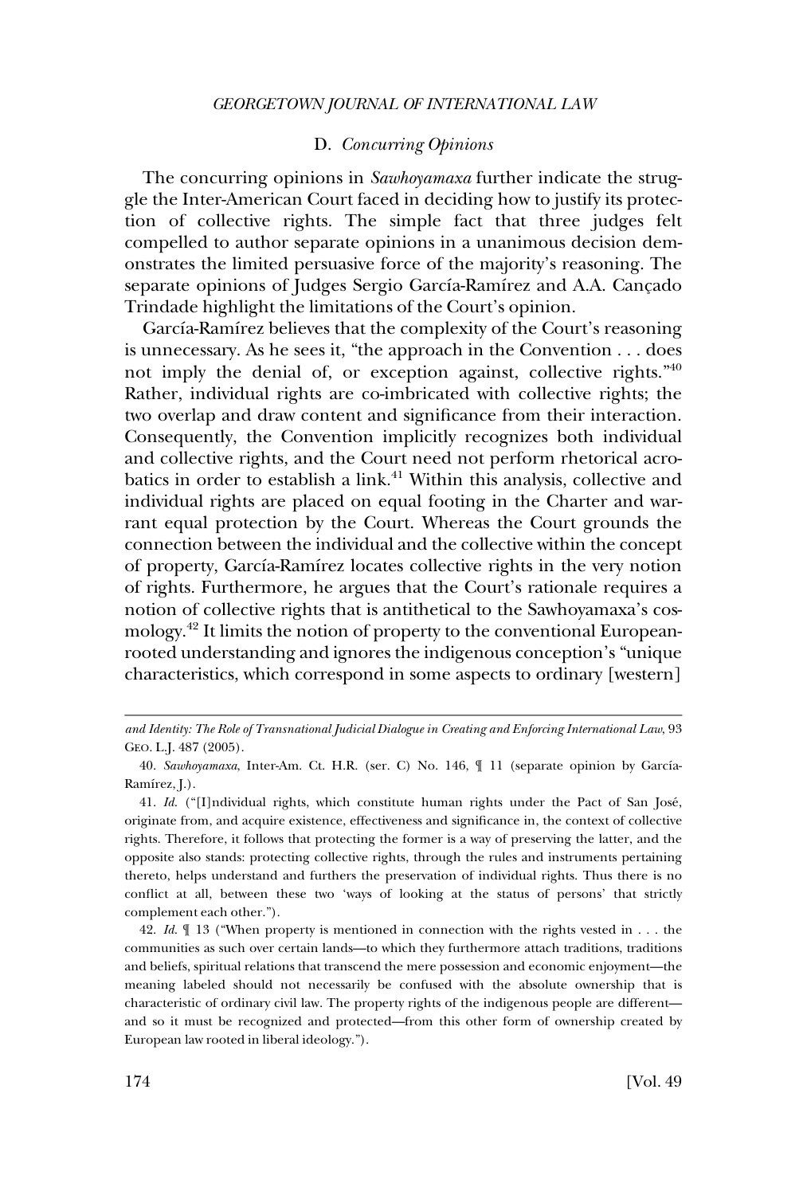### D. *Concurring Opinions*

The concurring opinions in *Sawhoyamaxa* further indicate the struggle the Inter-American Court faced in deciding how to justify its protection of collective rights. The simple fact that three judges felt compelled to author separate opinions in a unanimous decision demonstrates the limited persuasive force of the majority's reasoning. The separate opinions of Judges Sergio García-Ramírez and A.A. Cançado Trindade highlight the limitations of the Court's opinion.

García-Ramírez believes that the complexity of the Court's reasoning is unnecessary. As he sees it, "the approach in the Convention . . . does not imply the denial of, or exception against, collective rights."[40] Rather, individual rights are co-imbricated with collective rights; the two overlap and draw content and significance from their interaction. Consequently, the Convention implicitly recognizes both individual and collective rights, and the Court need not perform rhetorical acrobatics in order to establish a link.[41] Within this analysis, collective and individual rights are placed on equal footing in the Charter and warrant equal protection by the Court. Whereas the Court grounds the connection between the individual and the collective within the concept of property, García-Ramírez locates collective rights in the very notion of rights. Furthermore, he argues that the Court's rationale requires a notion of collective rights that is antithetical to the Sawhoyamaxa's cosmology.[42] It limits the notion of property to the conventional European-rooted understanding and ignores the indigenous conception's "unique characteristics, which correspond in some aspects to ordinary [western]

---

*and Identity: The Role of Transnational Judicial Dialogue in Creating and Enforcing International Law*, 93 GEO. L.J. 487 (2005).

40. *Sawhoyamaxa*, Inter-Am. Ct. H.R. (ser. C) No. 146, ¶ 11 (separate opinion by García-Ramírez, J.).

41. *Id.* ("[I]ndividual rights, which constitute human rights under the Pact of San José, originate from, and acquire existence, effectiveness and significance in, the context of collective rights. Therefore, it follows that protecting the former is a way of preserving the latter, and the opposite also stands: protecting collective rights, through the rules and instruments pertaining thereto, helps understand and furthers the preservation of individual rights. Thus there is no conflict at all, between these two 'ways of looking at the status of persons' that strictly complement each other.").

42. *Id.* ¶ 13 ("When property is mentioned in connection with the rights vested in . . . the communities as such over certain lands—to which they furthermore attach traditions, traditions and beliefs, spiritual relations that transcend the mere possession and economic enjoyment—the meaning labeled should not necessarily be confused with the absolute ownership that is characteristic of ordinary civil law. The property rights of the indigenous people are different—and so it must be recognized and protected—from this other form of ownership created by European law rooted in liberal ideology.").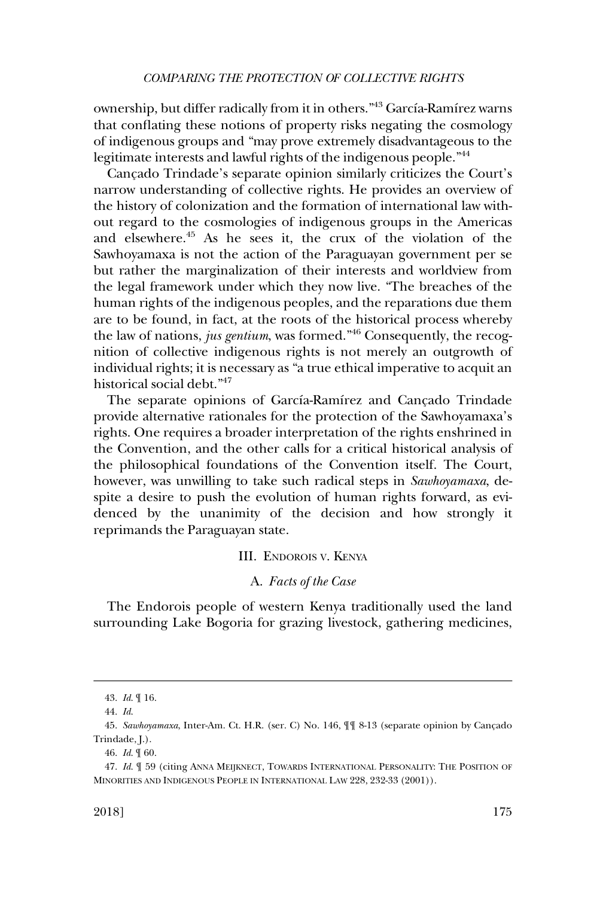ownership, but differ radically from it in others."[43] García-Ramírez warns that conflating these notions of property risks negating the cosmology of indigenous groups and "may prove extremely disadvantageous to the legitimate interests and lawful rights of the indigenous people."[44]

Cançado Trindade's separate opinion similarly criticizes the Court's narrow understanding of collective rights. He provides an overview of the history of colonization and the formation of international law without regard to the cosmologies of indigenous groups in the Americas and elsewhere.[45] As he sees it, the crux of the violation of the Sawhoyamaxa is not the action of the Paraguayan government per se but rather the marginalization of their interests and worldview from the legal framework under which they now live. "The breaches of the human rights of the indigenous peoples, and the reparations due them are to be found, in fact, at the roots of the historical process whereby the law of nations, *jus gentium*, was formed."[46] Consequently, the recognition of collective indigenous rights is not merely an outgrowth of individual rights; it is necessary as "a true ethical imperative to acquit an historical social debt."[47]

The separate opinions of García-Ramírez and Cançado Trindade provide alternative rationales for the protection of the Sawhoyamaxa's rights. One requires a broader interpretation of the rights enshrined in the Convention, and the other calls for a critical historical analysis of the philosophical foundations of the Convention itself. The Court, however, was unwilling to take such radical steps in *Sawhoyamaxa*, despite a desire to push the evolution of human rights forward, as evidenced by the unanimity of the decision and how strongly it reprimands the Paraguayan state.

## III. Endorois v. Kenya

### A. *Facts of the Case*

The Endorois people of western Kenya traditionally used the land surrounding Lake Bogoria for grazing livestock, gathering medicines,

---

43. *Id.* ¶ 16.

44. *Id.*

45. *Sawhoyamaxa*, Inter-Am. Ct. H.R. (ser. C) No. 146, ¶¶ 8-13 (separate opinion by Cançado Trindade, J.).

46. *Id.* ¶ 60.

47. *Id.* ¶ 59 (citing Anna Meijknect, Towards International Personality: The Position of Minorities and Indigenous People in International Law 228, 232-33 (2001)).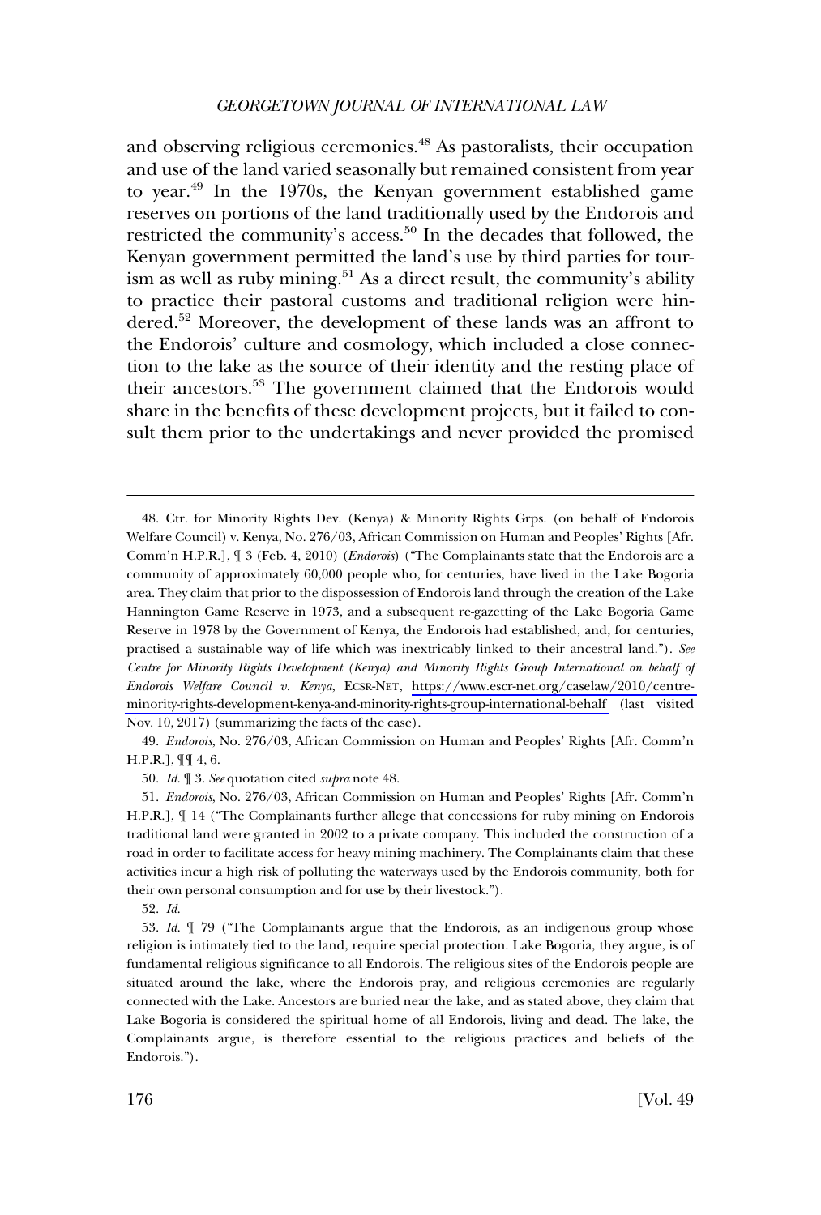and observing religious ceremonies.[48] As pastoralists, their occupation and use of the land varied seasonally but remained consistent from year to year.[49] In the 1970s, the Kenyan government established game reserves on portions of the land traditionally used by the Endorois and restricted the community's access.[50] In the decades that followed, the Kenyan government permitted the land's use by third parties for tourism as well as ruby mining.[51] As a direct result, the community's ability to practice their pastoral customs and traditional religion were hindered.[52] Moreover, the development of these lands was an affront to the Endorois' culture and cosmology, which included a close connection to the lake as the source of their identity and the resting place of their ancestors.[53] The government claimed that the Endorois would share in the benefits of these development projects, but it failed to consult them prior to the undertakings and never provided the promised

---

48. Ctr. for Minority Rights Dev. (Kenya) & Minority Rights Grps. (on behalf of Endorois Welfare Council) v. Kenya, No. 276/03, African Commission on Human and Peoples' Rights [Afr. Comm'n H.P.R.], ¶ 3 (Feb. 4, 2010) (*Endorois*) ("The Complainants state that the Endorois are a community of approximately 60,000 people who, for centuries, have lived in the Lake Bogoria area. They claim that prior to the dispossession of Endorois land through the creation of the Lake Hannington Game Reserve in 1973, and a subsequent re-gazetting of the Lake Bogoria Game Reserve in 1978 by the Government of Kenya, the Endorois had established, and, for centuries, practised a sustainable way of life which was inextricably linked to their ancestral land."). *See Centre for Minority Rights Development (Kenya) and Minority Rights Group International on behalf of Endorois Welfare Council v. Kenya*, ESCR-NET, https://www.escr-net.org/caselaw/2010/centre-minority-rights-development-kenya-and-minority-rights-group-international-behalf (last visited Nov. 10, 2017) (summarizing the facts of the case).

49. *Endorois*, No. 276/03, African Commission on Human and Peoples' Rights [Afr. Comm'n H.P.R.], ¶¶ 4, 6.

50. *Id.* ¶ 3. *See* quotation cited *supra* note 48.

51. *Endorois*, No. 276/03, African Commission on Human and Peoples' Rights [Afr. Comm'n H.P.R.], ¶ 14 ("The Complainants further allege that concessions for ruby mining on Endorois traditional land were granted in 2002 to a private company. This included the construction of a road in order to facilitate access for heavy mining machinery. The Complainants claim that these activities incur a high risk of polluting the waterways used by the Endorois community, both for their own personal consumption and for use by their livestock.").

52. *Id.*

53. *Id.* ¶ 79 ("The Complainants argue that the Endorois, as an indigenous group whose religion is intimately tied to the land, require special protection. Lake Bogoria, they argue, is of fundamental religious significance to all Endorois. The religious sites of the Endorois people are situated around the lake, where the Endorois pray, and religious ceremonies are regularly connected with the Lake. Ancestors are buried near the lake, and as stated above, they claim that Lake Bogoria is considered the spiritual home of all Endorois, living and dead. The lake, the Complainants argue, is therefore essential to the religious practices and beliefs of the Endorois.").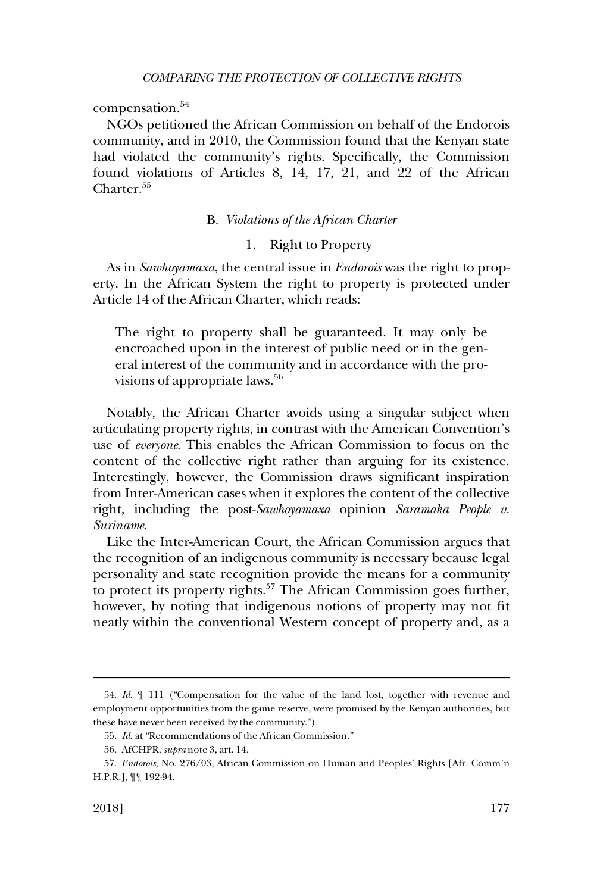compensation.[54]

NGOs petitioned the African Commission on behalf of the Endorois community, and in 2010, the Commission found that the Kenyan state had violated the community's rights. Specifically, the Commission found violations of Articles 8, 14, 17, 21, and 22 of the African Charter.[55]

### B. *Violations of the African Charter*

#### 1. Right to Property

As in *Sawhoyamaxa*, the central issue in *Endorois* was the right to property. In the African System the right to property is protected under Article 14 of the African Charter, which reads:

> The right to property shall be guaranteed. It may only be encroached upon in the interest of public need or in the general interest of the community and in accordance with the provisions of appropriate laws.[56]

Notably, the African Charter avoids using a singular subject when articulating property rights, in contrast with the American Convention's use of *everyone*. This enables the African Commission to focus on the content of the collective right rather than arguing for its existence. Interestingly, however, the Commission draws significant inspiration from Inter-American cases when it explores the content of the collective right, including the post-*Sawhoyamaxa* opinion *Saramaka People v. Suriname*.

Like the Inter-American Court, the African Commission argues that the recognition of an indigenous community is necessary because legal personality and state recognition provide the means for a community to protect its property rights.[57] The African Commission goes further, however, by noting that indigenous notions of property may not fit neatly within the conventional Western concept of property and, as a

---

54. *Id.* ¶ 111 ("Compensation for the value of the land lost, together with revenue and employment opportunities from the game reserve, were promised by the Kenyan authorities, but these have never been received by the community.").

55. *Id.* at "Recommendations of the African Commission."

56. AfCHPR, *supra* note 3, art. 14.

57. *Endorois*, No. 276/03, African Commission on Human and Peoples' Rights [Afr. Comm'n H.P.R.], ¶¶ 192-94.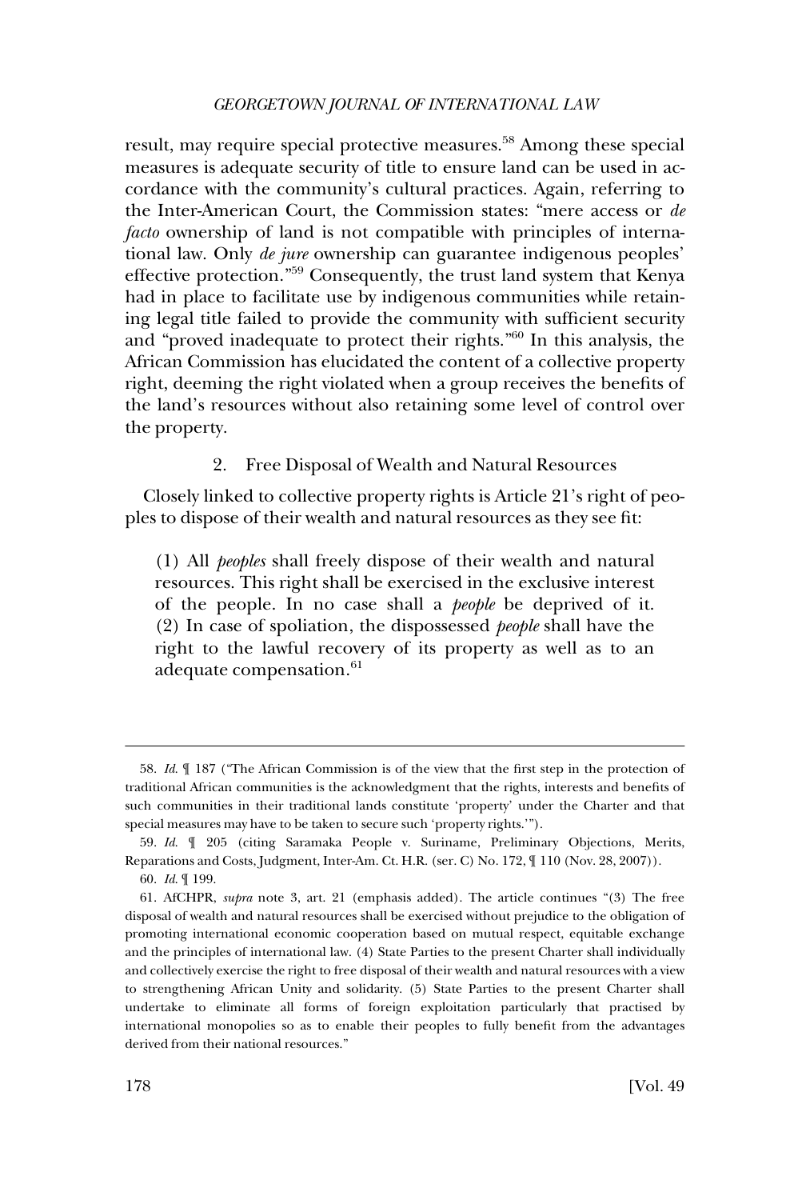result, may require special protective measures.[58] Among these special measures is adequate security of title to ensure land can be used in accordance with the community's cultural practices. Again, referring to the Inter-American Court, the Commission states: "mere access or *de facto* ownership of land is not compatible with principles of international law. Only *de jure* ownership can guarantee indigenous peoples' effective protection."[59] Consequently, the trust land system that Kenya had in place to facilitate use by indigenous communities while retaining legal title failed to provide the community with sufficient security and "proved inadequate to protect their rights."[60] In this analysis, the African Commission has elucidated the content of a collective property right, deeming the right violated when a group receives the benefits of the land's resources without also retaining some level of control over the property.

### 2. Free Disposal of Wealth and Natural Resources

Closely linked to collective property rights is Article 21's right of peoples to dispose of their wealth and natural resources as they see fit:

> (1) All *peoples* shall freely dispose of their wealth and natural resources. This right shall be exercised in the exclusive interest of the people. In no case shall a *people* be deprived of it. (2) In case of spoliation, the dispossessed *people* shall have the right to the lawful recovery of its property as well as to an adequate compensation.[61]

---

58. *Id.* ¶ 187 ("The African Commission is of the view that the first step in the protection of traditional African communities is the acknowledgment that the rights, interests and benefits of such communities in their traditional lands constitute 'property' under the Charter and that special measures may have to be taken to secure such 'property rights.'").

59. *Id.* ¶ 205 (citing Saramaka People v. Suriname, Preliminary Objections, Merits, Reparations and Costs, Judgment, Inter-Am. Ct. H.R. (ser. C) No. 172, ¶ 110 (Nov. 28, 2007)).

60. *Id.* ¶ 199.

61. AfCHPR, *supra* note 3, art. 21 (emphasis added). The article continues "(3) The free disposal of wealth and natural resources shall be exercised without prejudice to the obligation of promoting international economic cooperation based on mutual respect, equitable exchange and the principles of international law. (4) State Parties to the present Charter shall individually and collectively exercise the right to free disposal of their wealth and natural resources with a view to strengthening African Unity and solidarity. (5) State Parties to the present Charter shall undertake to eliminate all forms of foreign exploitation particularly that practised by international monopolies so as to enable their peoples to fully benefit from the advantages derived from their national resources."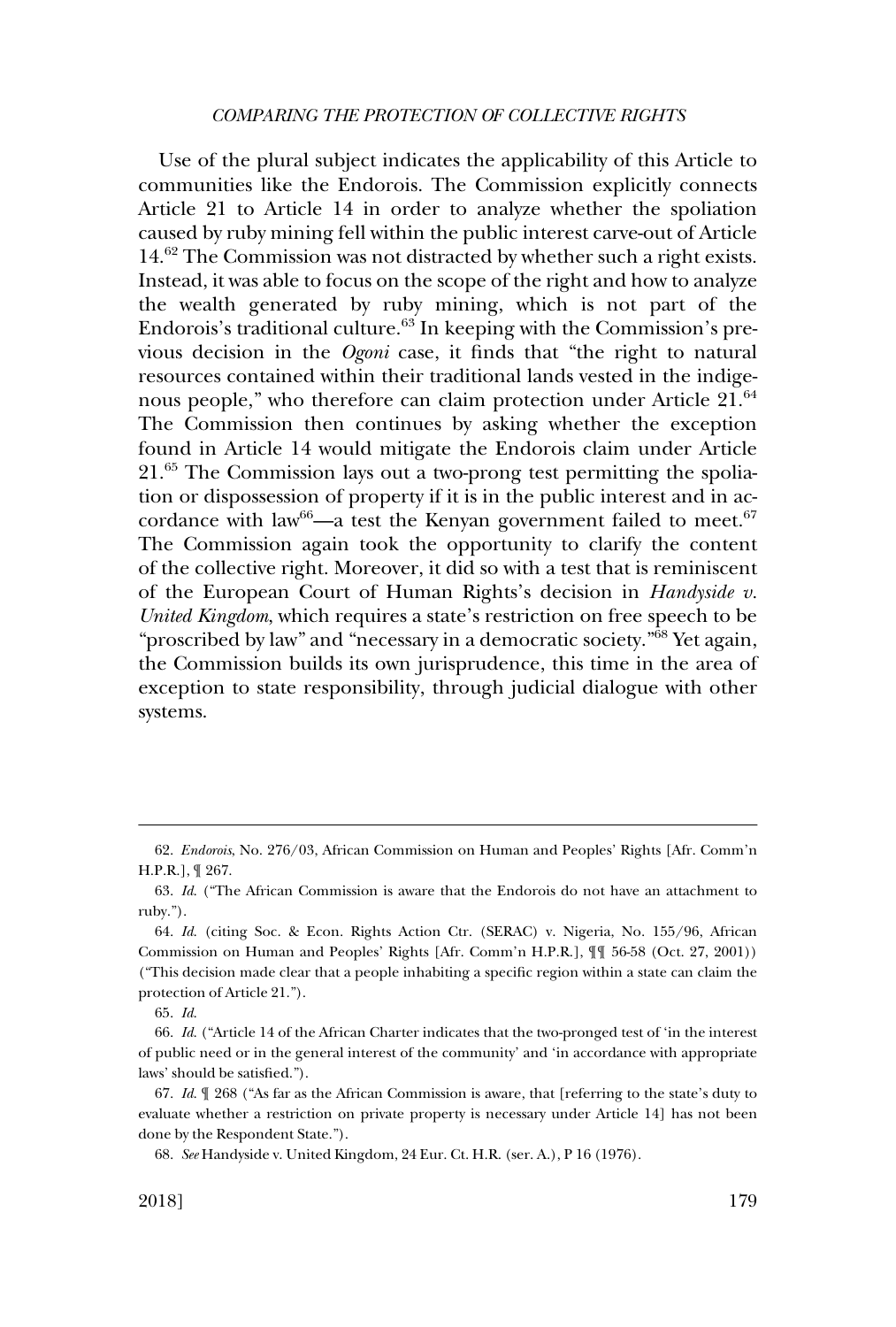Use of the plural subject indicates the applicability of this Article to communities like the Endorois. The Commission explicitly connects Article 21 to Article 14 in order to analyze whether the spoliation caused by ruby mining fell within the public interest carve-out of Article 14.[62] The Commission was not distracted by whether such a right exists. Instead, it was able to focus on the scope of the right and how to analyze the wealth generated by ruby mining, which is not part of the Endorois's traditional culture.[63] In keeping with the Commission's previous decision in the *Ogoni* case, it finds that "the right to natural resources contained within their traditional lands vested in the indigenous people," who therefore can claim protection under Article 21.[64] The Commission then continues by asking whether the exception found in Article 14 would mitigate the Endorois claim under Article 21.[65] The Commission lays out a two-prong test permitting the spoliation or dispossession of property if it is in the public interest and in accordance with law[66]—a test the Kenyan government failed to meet.[67] The Commission again took the opportunity to clarify the content of the collective right. Moreover, it did so with a test that is reminiscent of the European Court of Human Rights's decision in *Handyside v. United Kingdom*, which requires a state's restriction on free speech to be "proscribed by law" and "necessary in a democratic society."[68] Yet again, the Commission builds its own jurisprudence, this time in the area of exception to state responsibility, through judicial dialogue with other systems.

---

62. *Endorois*, No. 276/03, African Commission on Human and Peoples' Rights [Afr. Comm'n H.P.R.], ¶ 267.

63. *Id.* ("The African Commission is aware that the Endorois do not have an attachment to ruby.").

64. *Id.* (citing Soc. & Econ. Rights Action Ctr. (SERAC) v. Nigeria, No. 155/96, African Commission on Human and Peoples' Rights [Afr. Comm'n H.P.R.], ¶¶ 56-58 (Oct. 27, 2001)) ("This decision made clear that a people inhabiting a specific region within a state can claim the protection of Article 21.").

65. *Id.*

66. *Id.* ("Article 14 of the African Charter indicates that the two-pronged test of 'in the interest of public need or in the general interest of the community' and 'in accordance with appropriate laws' should be satisfied.").

67. *Id.* ¶ 268 ("As far as the African Commission is aware, that [referring to the state's duty to evaluate whether a restriction on private property is necessary under Article 14] has not been done by the Respondent State.").

68. *See* Handyside v. United Kingdom, 24 Eur. Ct. H.R. (ser. A.), P 16 (1976).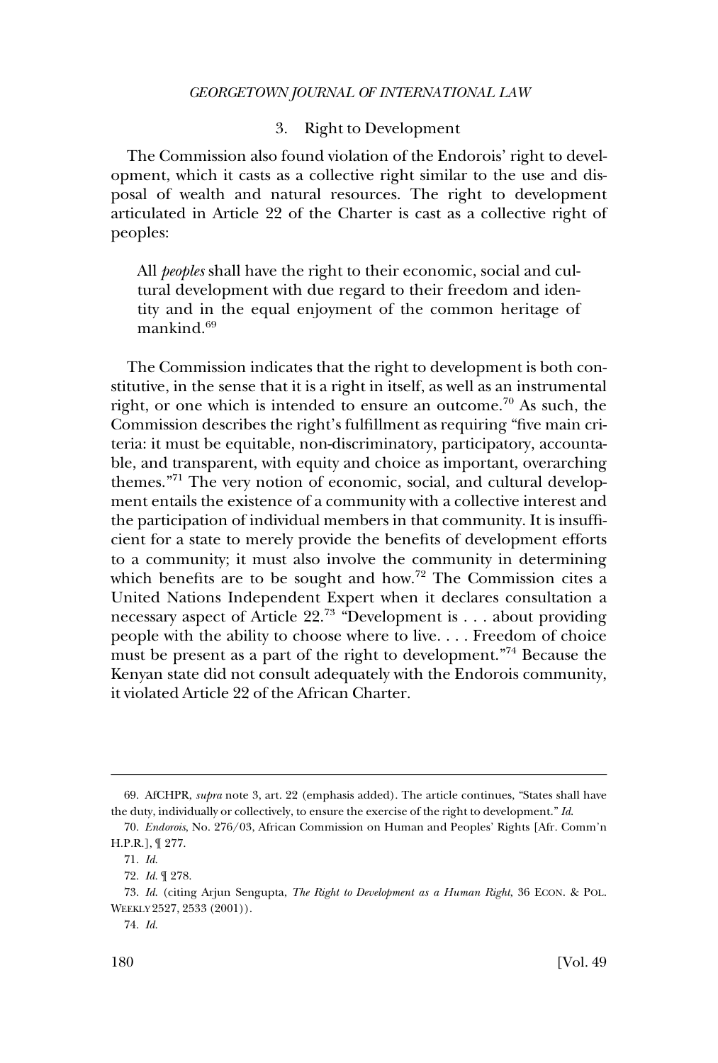### 3. Right to Development

The Commission also found violation of the Endorois' right to development, which it casts as a collective right similar to the use and disposal of wealth and natural resources. The right to development articulated in Article 22 of the Charter is cast as a collective right of peoples:

> All *peoples* shall have the right to their economic, social and cultural development with due regard to their freedom and identity and in the equal enjoyment of the common heritage of mankind.[69]

The Commission indicates that the right to development is both constitutive, in the sense that it is a right in itself, as well as an instrumental right, or one which is intended to ensure an outcome.[70] As such, the Commission describes the right's fulfillment as requiring "five main criteria: it must be equitable, non-discriminatory, participatory, accountable, and transparent, with equity and choice as important, overarching themes."[71] The very notion of economic, social, and cultural development entails the existence of a community with a collective interest and the participation of individual members in that community. It is insufficient for a state to merely provide the benefits of development efforts to a community; it must also involve the community in determining which benefits are to be sought and how.[72] The Commission cites a United Nations Independent Expert when it declares consultation a necessary aspect of Article 22.[73] "Development is . . . about providing people with the ability to choose where to live. . . . Freedom of choice must be present as a part of the right to development."[74] Because the Kenyan state did not consult adequately with the Endorois community, it violated Article 22 of the African Charter.

---

69. AfCHPR, *supra* note 3, art. 22 (emphasis added). The article continues, "States shall have the duty, individually or collectively, to ensure the exercise of the right to development." *Id.*

70. *Endorois*, No. 276/03, African Commission on Human and Peoples' Rights [Afr. Comm'n H.P.R.], ¶ 277.

71. *Id.*

72. *Id.* ¶ 278.

73. *Id.* (citing Arjun Sengupta, *The Right to Development as a Human Right*, 36 ECON. & POL. WEEKLY 2527, 2533 (2001)).

74. *Id.*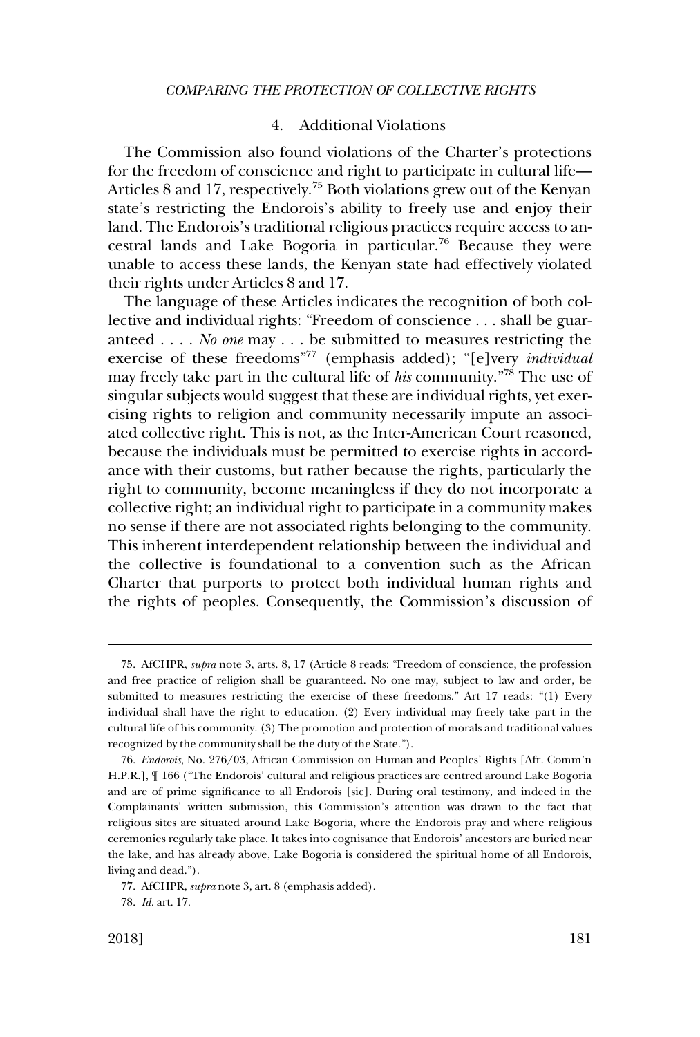### 4. Additional Violations

The Commission also found violations of the Charter's protections for the freedom of conscience and right to participate in cultural life—Articles 8 and 17, respectively.[75] Both violations grew out of the Kenyan state's restricting the Endorois's ability to freely use and enjoy their land. The Endorois's traditional religious practices require access to ancestral lands and Lake Bogoria in particular.[76] Because they were unable to access these lands, the Kenyan state had effectively violated their rights under Articles 8 and 17.

The language of these Articles indicates the recognition of both collective and individual rights: "Freedom of conscience . . . shall be guaranteed . . . . *No one* may . . . be submitted to measures restricting the exercise of these freedoms"[77] (emphasis added); "[e]very *individual* may freely take part in the cultural life of *his* community."[78] The use of singular subjects would suggest that these are individual rights, yet exercising rights to religion and community necessarily impute an associated collective right. This is not, as the Inter-American Court reasoned, because the individuals must be permitted to exercise rights in accordance with their customs, but rather because the rights, particularly the right to community, become meaningless if they do not incorporate a collective right; an individual right to participate in a community makes no sense if there are not associated rights belonging to the community. This inherent interdependent relationship between the individual and the collective is foundational to a convention such as the African Charter that purports to protect both individual human rights and the rights of peoples. Consequently, the Commission's discussion of

---

75. AfCHPR, *supra* note 3, arts. 8, 17 (Article 8 reads: "Freedom of conscience, the profession and free practice of religion shall be guaranteed. No one may, subject to law and order, be submitted to measures restricting the exercise of these freedoms." Art 17 reads: "(1) Every individual shall have the right to education. (2) Every individual may freely take part in the cultural life of his community. (3) The promotion and protection of morals and traditional values recognized by the community shall be the duty of the State.").

76. *Endorois*, No. 276/03, African Commission on Human and Peoples' Rights [Afr. Comm'n H.P.R.], ¶ 166 ("The Endorois' cultural and religious practices are centred around Lake Bogoria and are of prime significance to all Endorois [sic]. During oral testimony, and indeed in the Complainants' written submission, this Commission's attention was drawn to the fact that religious sites are situated around Lake Bogoria, where the Endorois pray and where religious ceremonies regularly take place. It takes into cognisance that Endorois' ancestors are buried near the lake, and has already above, Lake Bogoria is considered the spiritual home of all Endorois, living and dead.").

77. AfCHPR, *supra* note 3, art. 8 (emphasis added).

78. *Id.* art. 17.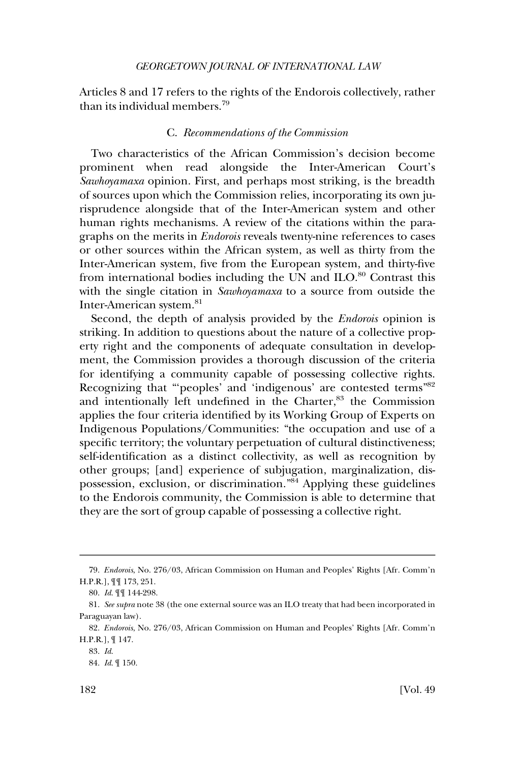Articles 8 and 17 refers to the rights of the Endorois collectively, rather than its individual members.[79]

### C. *Recommendations of the Commission*

Two characteristics of the African Commission's decision become prominent when read alongside the Inter-American Court's *Sawhoyamaxa* opinion. First, and perhaps most striking, is the breadth of sources upon which the Commission relies, incorporating its own jurisprudence alongside that of the Inter-American system and other human rights mechanisms. A review of the citations within the paragraphs on the merits in *Endorois* reveals twenty-nine references to cases or other sources within the African system, as well as thirty from the Inter-American system, five from the European system, and thirty-five from international bodies including the UN and ILO.[80] Contrast this with the single citation in *Sawhoyamaxa* to a source from outside the Inter-American system.[81]

Second, the depth of analysis provided by the *Endorois* opinion is striking. In addition to questions about the nature of a collective property right and the components of adequate consultation in development, the Commission provides a thorough discussion of the criteria for identifying a community capable of possessing collective rights. Recognizing that "'peoples' and 'indigenous' are contested terms"[82] and intentionally left undefined in the Charter,[83] the Commission applies the four criteria identified by its Working Group of Experts on Indigenous Populations/Communities: "the occupation and use of a specific territory; the voluntary perpetuation of cultural distinctiveness; self-identification as a distinct collectivity, as well as recognition by other groups; [and] experience of subjugation, marginalization, dispossession, exclusion, or discrimination."[84] Applying these guidelines to the Endorois community, the Commission is able to determine that they are the sort of group capable of possessing a collective right.

---

79. *Endorois*, No. 276/03, African Commission on Human and Peoples' Rights [Afr. Comm'n H.P.R.], ¶¶ 173, 251.

80. *Id.* ¶¶ 144-298.

81. *See supra* note 38 (the one external source was an ILO treaty that had been incorporated in Paraguayan law).

82. *Endorois*, No. 276/03, African Commission on Human and Peoples' Rights [Afr. Comm'n H.P.R.], ¶ 147.

83. *Id.*

84. *Id.* ¶ 150.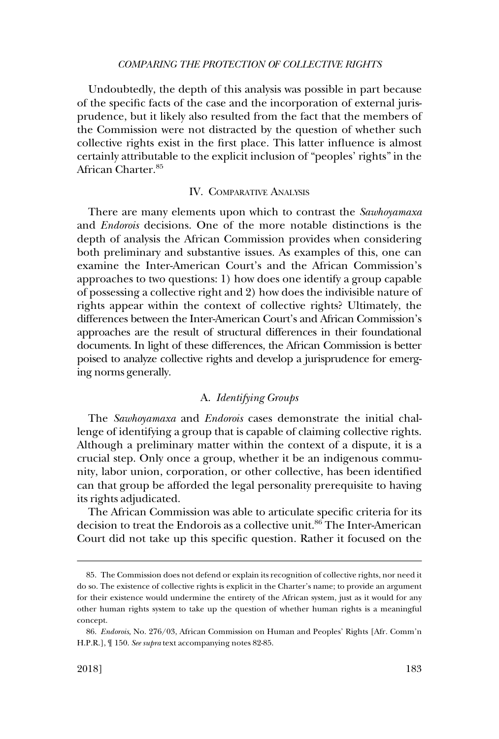Undoubtedly, the depth of this analysis was possible in part because of the specific facts of the case and the incorporation of external jurisprudence, but it likely also resulted from the fact that the members of the Commission were not distracted by the question of whether such collective rights exist in the first place. This latter influence is almost certainly attributable to the explicit inclusion of "peoples' rights" in the African Charter.[85]

## IV. Comparative Analysis

There are many elements upon which to contrast the *Sawhoyamaxa* and *Endorois* decisions. One of the more notable distinctions is the depth of analysis the African Commission provides when considering both preliminary and substantive issues. As examples of this, one can examine the Inter-American Court's and the African Commission's approaches to two questions: 1) how does one identify a group capable of possessing a collective right and 2) how does the indivisible nature of rights appear within the context of collective rights? Ultimately, the differences between the Inter-American Court's and African Commission's approaches are the result of structural differences in their foundational documents. In light of these differences, the African Commission is better poised to analyze collective rights and develop a jurisprudence for emerging norms generally.

### A. *Identifying Groups*

The *Sawhoyamaxa* and *Endorois* cases demonstrate the initial challenge of identifying a group that is capable of claiming collective rights. Although a preliminary matter within the context of a dispute, it is a crucial step. Only once a group, whether it be an indigenous community, labor union, corporation, or other collective, has been identified can that group be afforded the legal personality prerequisite to having its rights adjudicated.

The African Commission was able to articulate specific criteria for its decision to treat the Endorois as a collective unit.[86] The Inter-American Court did not take up this specific question. Rather it focused on the

---

85. The Commission does not defend or explain its recognition of collective rights, nor need it do so. The existence of collective rights is explicit in the Charter's name; to provide an argument for their existence would undermine the entirety of the African system, just as it would for any other human rights system to take up the question of whether human rights is a meaningful concept.

86. *Endorois*, No. 276/03, African Commission on Human and Peoples' Rights [Afr. Comm'n H.P.R.], ¶ 150. *See supra* text accompanying notes 82-85.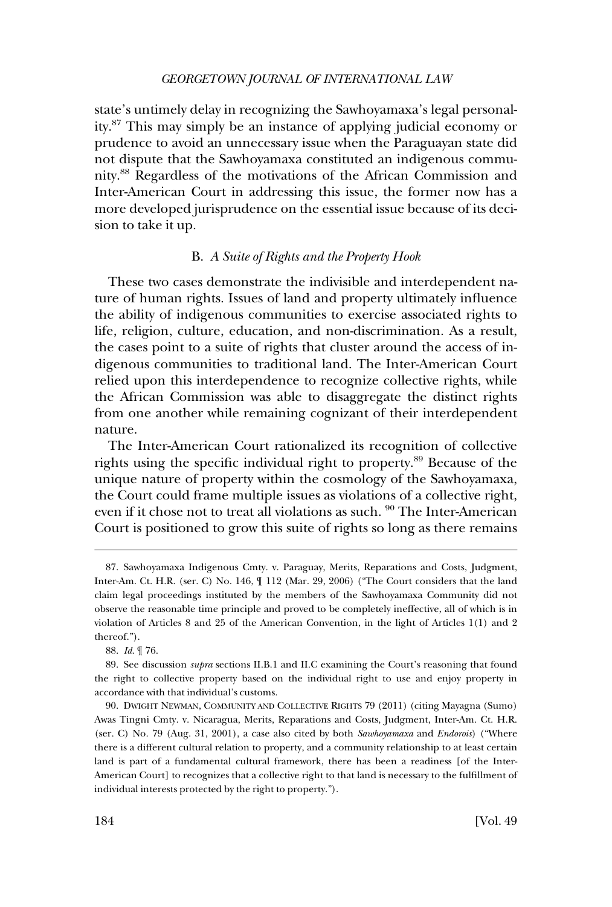state's untimely delay in recognizing the Sawhoyamaxa's legal personality.[87] This may simply be an instance of applying judicial economy or prudence to avoid an unnecessary issue when the Paraguayan state did not dispute that the Sawhoyamaxa constituted an indigenous community.[88] Regardless of the motivations of the African Commission and Inter-American Court in addressing this issue, the former now has a more developed jurisprudence on the essential issue because of its decision to take it up.

### B. *A Suite of Rights and the Property Hook*

These two cases demonstrate the indivisible and interdependent nature of human rights. Issues of land and property ultimately influence the ability of indigenous communities to exercise associated rights to life, religion, culture, education, and non-discrimination. As a result, the cases point to a suite of rights that cluster around the access of indigenous communities to traditional land. The Inter-American Court relied upon this interdependence to recognize collective rights, while the African Commission was able to disaggregate the distinct rights from one another while remaining cognizant of their interdependent nature.

The Inter-American Court rationalized its recognition of collective rights using the specific individual right to property.[89] Because of the unique nature of property within the cosmology of the Sawhoyamaxa, the Court could frame multiple issues as violations of a collective right, even if it chose not to treat all violations as such. [90] The Inter-American Court is positioned to grow this suite of rights so long as there remains

---

87. Sawhoyamaxa Indigenous Cmty. v. Paraguay, Merits, Reparations and Costs, Judgment, Inter-Am. Ct. H.R. (ser. C) No. 146, ¶ 112 (Mar. 29, 2006) ("The Court considers that the land claim legal proceedings instituted by the members of the Sawhoyamaxa Community did not observe the reasonable time principle and proved to be completely ineffective, all of which is in violation of Articles 8 and 25 of the American Convention, in the light of Articles 1(1) and 2 thereof.").

88. *Id.* ¶ 76.

89. See discussion *supra* sections II.B.1 and II.C examining the Court's reasoning that found the right to collective property based on the individual right to use and enjoy property in accordance with that individual's customs.

90. DWIGHT NEWMAN, COMMUNITY AND COLLECTIVE RIGHTS 79 (2011) (citing Mayagna (Sumo) Awas Tingni Cmty. v. Nicaragua, Merits, Reparations and Costs, Judgment, Inter-Am. Ct. H.R. (ser. C) No. 79 (Aug. 31, 2001), a case also cited by both *Sawhoyamaxa* and *Endorois*) ("Where there is a different cultural relation to property, and a community relationship to at least certain land is part of a fundamental cultural framework, there has been a readiness [of the Inter-American Court] to recognizes that a collective right to that land is necessary to the fulfillment of individual interests protected by the right to property.").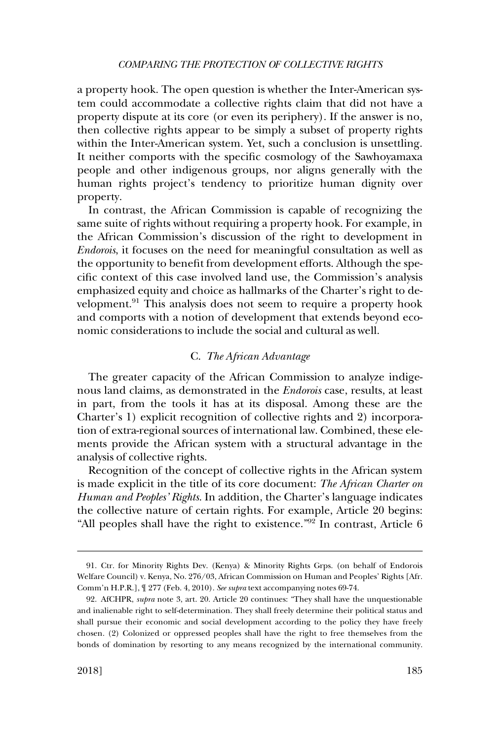a property hook. The open question is whether the Inter-American system could accommodate a collective rights claim that did not have a property dispute at its core (or even its periphery). If the answer is no, then collective rights appear to be simply a subset of property rights within the Inter-American system. Yet, such a conclusion is unsettling. It neither comports with the specific cosmology of the Sawhoyamaxa people and other indigenous groups, nor aligns generally with the human rights project's tendency to prioritize human dignity over property.

In contrast, the African Commission is capable of recognizing the same suite of rights without requiring a property hook. For example, in the African Commission's discussion of the right to development in *Endorois*, it focuses on the need for meaningful consultation as well as the opportunity to benefit from development efforts. Although the specific context of this case involved land use, the Commission's analysis emphasized equity and choice as hallmarks of the Charter's right to development.[91] This analysis does not seem to require a property hook and comports with a notion of development that extends beyond economic considerations to include the social and cultural as well.

### C. *The African Advantage*

The greater capacity of the African Commission to analyze indigenous land claims, as demonstrated in the *Endorois* case, results, at least in part, from the tools it has at its disposal. Among these are the Charter's 1) explicit recognition of collective rights and 2) incorporation of extra-regional sources of international law. Combined, these elements provide the African system with a structural advantage in the analysis of collective rights.

Recognition of the concept of collective rights in the African system is made explicit in the title of its core document: *The African Charter on Human and Peoples' Rights*. In addition, the Charter's language indicates the collective nature of certain rights. For example, Article 20 begins: "All peoples shall have the right to existence."[92] In contrast, Article 6

---

91. Ctr. for Minority Rights Dev. (Kenya) & Minority Rights Grps. (on behalf of Endorois Welfare Council) v. Kenya, No. 276/03, African Commission on Human and Peoples' Rights [Afr. Comm'n H.P.R.], ¶ 277 (Feb. 4, 2010). *See supra* text accompanying notes 69-74.

92. AfCHPR, *supra* note 3, art. 20. Article 20 continues: "They shall have the unquestionable and inalienable right to self-determination. They shall freely determine their political status and shall pursue their economic and social development according to the policy they have freely chosen. (2) Colonized or oppressed peoples shall have the right to free themselves from the bonds of domination by resorting to any means recognized by the international community.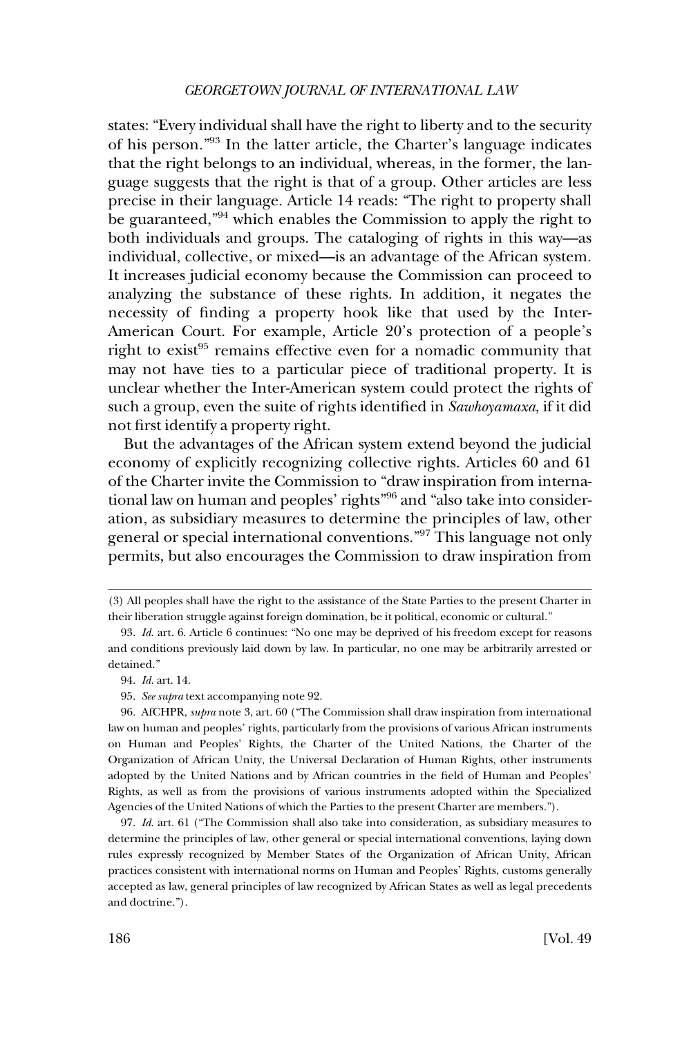states: "Every individual shall have the right to liberty and to the security of his person."[93] In the latter article, the Charter's language indicates that the right belongs to an individual, whereas, in the former, the language suggests that the right is that of a group. Other articles are less precise in their language. Article 14 reads: "The right to property shall be guaranteed,"[94] which enables the Commission to apply the right to both individuals and groups. The cataloging of rights in this way—as individual, collective, or mixed—is an advantage of the African system. It increases judicial economy because the Commission can proceed to analyzing the substance of these rights. In addition, it negates the necessity of finding a property hook like that used by the Inter-American Court. For example, Article 20's protection of a people's right to exist[95] remains effective even for a nomadic community that may not have ties to a particular piece of traditional property. It is unclear whether the Inter-American system could protect the rights of such a group, even the suite of rights identified in *Sawhoyamaxa*, if it did not first identify a property right.

But the advantages of the African system extend beyond the judicial economy of explicitly recognizing collective rights. Articles 60 and 61 of the Charter invite the Commission to "draw inspiration from international law on human and peoples' rights"[96] and "also take into consideration, as subsidiary measures to determine the principles of law, other general or special international conventions."[97] This language not only permits, but also encourages the Commission to draw inspiration from

---

(3) All peoples shall have the right to the assistance of the State Parties to the present Charter in their liberation struggle against foreign domination, be it political, economic or cultural."

93. *Id.* art. 6. Article 6 continues: "No one may be deprived of his freedom except for reasons and conditions previously laid down by law. In particular, no one may be arbitrarily arrested or detained."

94. *Id.* art. 14.

95. *See supra* text accompanying note 92.

96. AfCHPR, *supra* note 3, art. 60 ("The Commission shall draw inspiration from international law on human and peoples' rights, particularly from the provisions of various African instruments on Human and Peoples' Rights, the Charter of the United Nations, the Charter of the Organization of African Unity, the Universal Declaration of Human Rights, other instruments adopted by the United Nations and by African countries in the field of Human and Peoples' Rights, as well as from the provisions of various instruments adopted within the Specialized Agencies of the United Nations of which the Parties to the present Charter are members.").

97. *Id.* art. 61 ("The Commission shall also take into consideration, as subsidiary measures to determine the principles of law, other general or special international conventions, laying down rules expressly recognized by Member States of the Organization of African Unity, African practices consistent with international norms on Human and Peoples' Rights, customs generally accepted as law, general principles of law recognized by African States as well as legal precedents and doctrine.").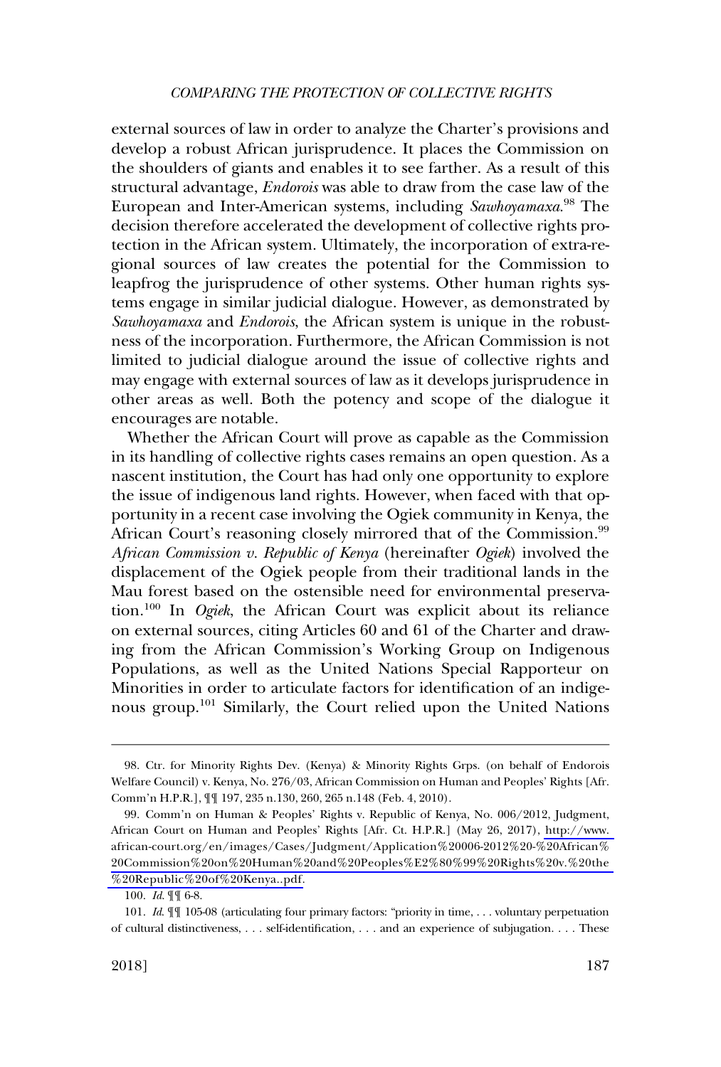external sources of law in order to analyze the Charter's provisions and develop a robust African jurisprudence. It places the Commission on the shoulders of giants and enables it to see farther. As a result of this structural advantage, *Endorois* was able to draw from the case law of the European and Inter-American systems, including *Sawhoyamaxa*.[98] The decision therefore accelerated the development of collective rights protection in the African system. Ultimately, the incorporation of extra-regional sources of law creates the potential for the Commission to leapfrog the jurisprudence of other systems. Other human rights systems engage in similar judicial dialogue. However, as demonstrated by *Sawhoyamaxa* and *Endorois*, the African system is unique in the robustness of the incorporation. Furthermore, the African Commission is not limited to judicial dialogue around the issue of collective rights and may engage with external sources of law as it develops jurisprudence in other areas as well. Both the potency and scope of the dialogue it encourages are notable.

Whether the African Court will prove as capable as the Commission in its handling of collective rights cases remains an open question. As a nascent institution, the Court has had only one opportunity to explore the issue of indigenous land rights. However, when faced with that opportunity in a recent case involving the Ogiek community in Kenya, the African Court's reasoning closely mirrored that of the Commission.[99] *African Commission v. Republic of Kenya* (hereinafter *Ogiek*) involved the displacement of the Ogiek people from their traditional lands in the Mau forest based on the ostensible need for environmental preservation.[100] In *Ogiek*, the African Court was explicit about its reliance on external sources, citing Articles 60 and 61 of the Charter and drawing from the African Commission's Working Group on Indigenous Populations, as well as the United Nations Special Rapporteur on Minorities in order to articulate factors for identification of an indigenous group.[101] Similarly, the Court relied upon the United Nations

---

98. Ctr. for Minority Rights Dev. (Kenya) & Minority Rights Grps. (on behalf of Endorois Welfare Council) v. Kenya, No. 276/03, African Commission on Human and Peoples' Rights [Afr. Comm'n H.P.R.], ¶¶ 197, 235 n.130, 260, 265 n.148 (Feb. 4, 2010).

99. Comm'n on Human & Peoples' Rights v. Republic of Kenya, No. 006/2012, Judgment, African Court on Human and Peoples' Rights [Afr. Ct. H.P.R.] (May 26, 2017), http://www.african-court.org/en/images/Cases/Judgment/Application%20006-2012%20-%20African%20Commission%20on%20Human%20and%20Peoples%E2%80%99%20Rights%20v.%20the%20Republic%20of%20Kenya..pdf.

100. *Id.* ¶¶ 6-8.

101. *Id.* ¶¶ 105-08 (articulating four primary factors: "priority in time, . . . voluntary perpetuation of cultural distinctiveness, . . . self-identification, . . . and an experience of subjugation. . . . These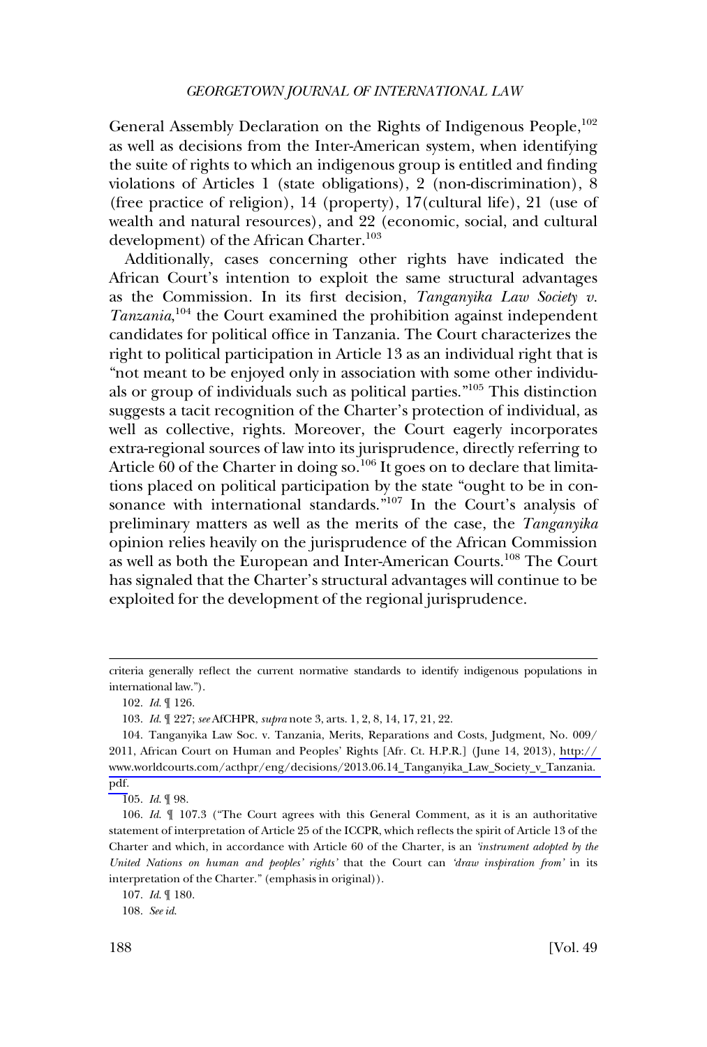General Assembly Declaration on the Rights of Indigenous People,[102] as well as decisions from the Inter-American system, when identifying the suite of rights to which an indigenous group is entitled and finding violations of Articles 1 (state obligations), 2 (non-discrimination), 8 (free practice of religion), 14 (property), 17(cultural life), 21 (use of wealth and natural resources), and 22 (economic, social, and cultural development) of the African Charter.[103]

Additionally, cases concerning other rights have indicated the African Court's intention to exploit the same structural advantages as the Commission. In its first decision, *Tanganyika Law Society v. Tanzania*,[104] the Court examined the prohibition against independent candidates for political office in Tanzania. The Court characterizes the right to political participation in Article 13 as an individual right that is "not meant to be enjoyed only in association with some other individuals or group of individuals such as political parties."[105] This distinction suggests a tacit recognition of the Charter's protection of individual, as well as collective, rights. Moreover, the Court eagerly incorporates extra-regional sources of law into its jurisprudence, directly referring to Article 60 of the Charter in doing so.[106] It goes on to declare that limitations placed on political participation by the state "ought to be in consonance with international standards."[107] In the Court's analysis of preliminary matters as well as the merits of the case, the *Tanganyika* opinion relies heavily on the jurisprudence of the African Commission as well as both the European and Inter-American Courts.[108] The Court has signaled that the Charter's structural advantages will continue to be exploited for the development of the regional jurisprudence.

---

criteria generally reflect the current normative standards to identify indigenous populations in international law.").

102. *Id.* ¶ 126.

103. *Id.* ¶ 227; *see* AfCHPR, *supra* note 3, arts. 1, 2, 8, 14, 17, 21, 22.

104. Tanganyika Law Soc. v. Tanzania, Merits, Reparations and Costs, Judgment, No. 009/2011, African Court on Human and Peoples' Rights [Afr. Ct. H.P.R.] (June 14, 2013), http://www.worldcourts.com/acthpr/eng/decisions/2013.06.14_Tanganyika_Law_Society_v_Tanzania.pdf.

105. *Id.* ¶ 98.

106. *Id.* ¶ 107.3 ("The Court agrees with this General Comment, as it is an authoritative statement of interpretation of Article 25 of the ICCPR, which reflects the spirit of Article 13 of the Charter and which, in accordance with Article 60 of the Charter, is an *'instrument adopted by the United Nations on human and peoples' rights'* that the Court can *'draw inspiration from'* in its interpretation of the Charter." (emphasis in original)).

107. *Id.* ¶ 180.

108. *See id.*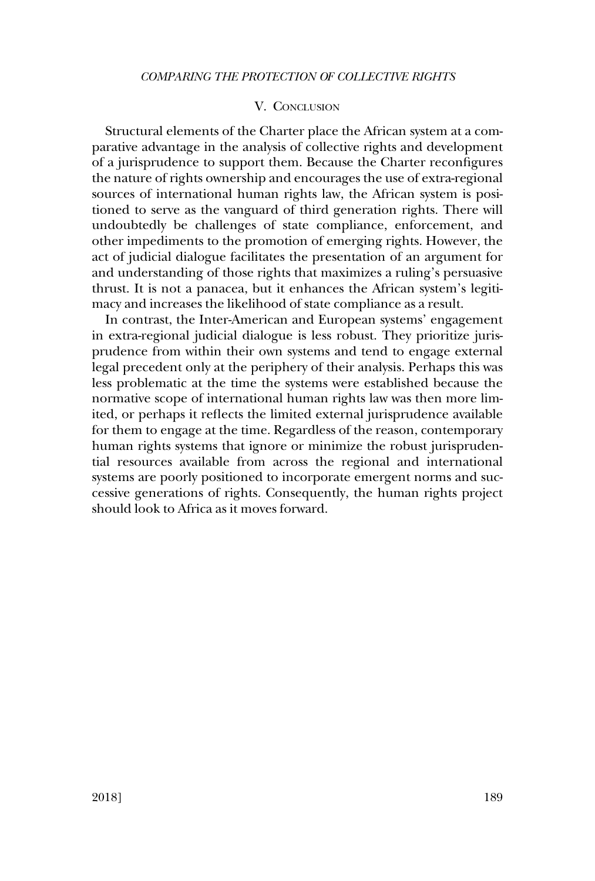## V. Conclusion

Structural elements of the Charter place the African system at a comparative advantage in the analysis of collective rights and development of a jurisprudence to support them. Because the Charter reconfigures the nature of rights ownership and encourages the use of extra-regional sources of international human rights law, the African system is positioned to serve as the vanguard of third generation rights. There will undoubtedly be challenges of state compliance, enforcement, and other impediments to the promotion of emerging rights. However, the act of judicial dialogue facilitates the presentation of an argument for and understanding of those rights that maximizes a ruling's persuasive thrust. It is not a panacea, but it enhances the African system's legitimacy and increases the likelihood of state compliance as a result.

In contrast, the Inter-American and European systems' engagement in extra-regional judicial dialogue is less robust. They prioritize jurisprudence from within their own systems and tend to engage external legal precedent only at the periphery of their analysis. Perhaps this was less problematic at the time the systems were established because the normative scope of international human rights law was then more limited, or perhaps it reflects the limited external jurisprudence available for them to engage at the time. Regardless of the reason, contemporary human rights systems that ignore or minimize the robust jurisprudential resources available from across the regional and international systems are poorly positioned to incorporate emergent norms and successive generations of rights. Consequently, the human rights project should look to Africa as it moves forward.